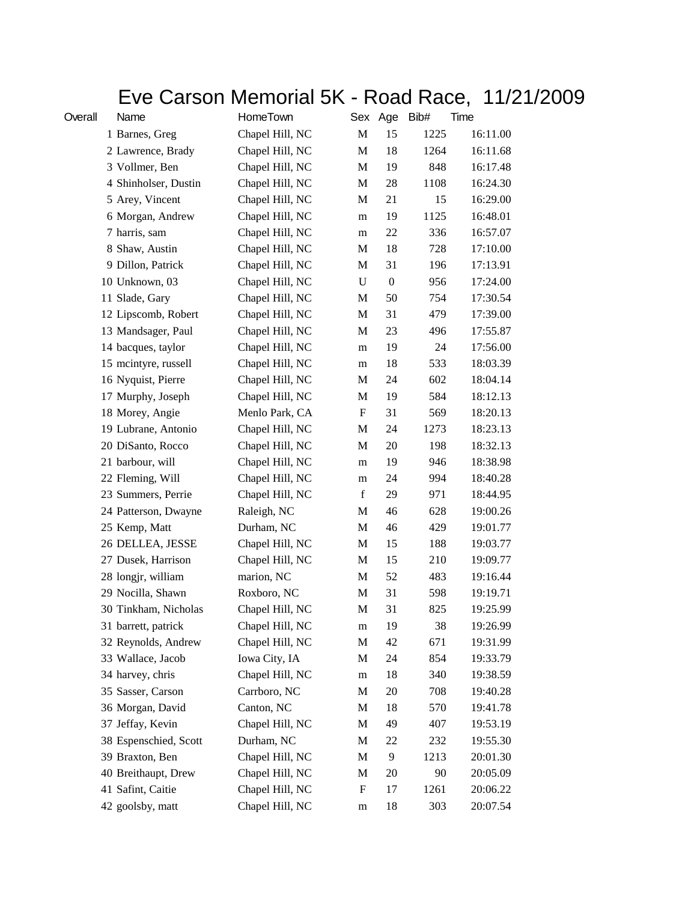# Eve Carson Memorial 5K - Road Race, 11/21/2009

| Overall | Name | HomeTown | Sex | Age | Bib# | Time |
|---|---|---|---|---|---|---|
| 1 | Barnes, Greg | Chapel Hill, NC | M | 15 | 1225 | 16:11.00 |
| 2 | Lawrence, Brady | Chapel Hill, NC | M | 18 | 1264 | 16:11.68 |
| 3 | Vollmer, Ben | Chapel Hill, NC | M | 19 | 848 | 16:17.48 |
| 4 | Shinholser, Dustin | Chapel Hill, NC | M | 28 | 1108 | 16:24.30 |
| 5 | Arey, Vincent | Chapel Hill, NC | M | 21 | 15 | 16:29.00 |
| 6 | Morgan, Andrew | Chapel Hill, NC | m | 19 | 1125 | 16:48.01 |
| 7 | harris, sam | Chapel Hill, NC | m | 22 | 336 | 16:57.07 |
| 8 | Shaw, Austin | Chapel Hill, NC | M | 18 | 728 | 17:10.00 |
| 9 | Dillon, Patrick | Chapel Hill, NC | M | 31 | 196 | 17:13.91 |
| 10 | Unknown, 03 | Chapel Hill, NC | U | 0 | 956 | 17:24.00 |
| 11 | Slade, Gary | Chapel Hill, NC | M | 50 | 754 | 17:30.54 |
| 12 | Lipscomb, Robert | Chapel Hill, NC | M | 31 | 479 | 17:39.00 |
| 13 | Mandsager, Paul | Chapel Hill, NC | M | 23 | 496 | 17:55.87 |
| 14 | bacques, taylor | Chapel Hill, NC | m | 19 | 24 | 17:56.00 |
| 15 | mcintyre, russell | Chapel Hill, NC | m | 18 | 533 | 18:03.39 |
| 16 | Nyquist, Pierre | Chapel Hill, NC | M | 24 | 602 | 18:04.14 |
| 17 | Murphy, Joseph | Chapel Hill, NC | M | 19 | 584 | 18:12.13 |
| 18 | Morey, Angie | Menlo Park, CA | F | 31 | 569 | 18:20.13 |
| 19 | Lubrane, Antonio | Chapel Hill, NC | M | 24 | 1273 | 18:23.13 |
| 20 | DiSanto, Rocco | Chapel Hill, NC | M | 20 | 198 | 18:32.13 |
| 21 | barbour, will | Chapel Hill, NC | m | 19 | 946 | 18:38.98 |
| 22 | Fleming, Will | Chapel Hill, NC | m | 24 | 994 | 18:40.28 |
| 23 | Summers, Perrie | Chapel Hill, NC | f | 29 | 971 | 18:44.95 |
| 24 | Patterson, Dwayne | Raleigh, NC | M | 46 | 628 | 19:00.26 |
| 25 | Kemp, Matt | Durham, NC | M | 46 | 429 | 19:01.77 |
| 26 | DELLEA, JESSE | Chapel Hill, NC | M | 15 | 188 | 19:03.77 |
| 27 | Dusek, Harrison | Chapel Hill, NC | M | 15 | 210 | 19:09.77 |
| 28 | longjr, william | marion, NC | M | 52 | 483 | 19:16.44 |
| 29 | Nocilla, Shawn | Roxboro, NC | M | 31 | 598 | 19:19.71 |
| 30 | Tinkham, Nicholas | Chapel Hill, NC | M | 31 | 825 | 19:25.99 |
| 31 | barrett, patrick | Chapel Hill, NC | m | 19 | 38 | 19:26.99 |
| 32 | Reynolds, Andrew | Chapel Hill, NC | M | 42 | 671 | 19:31.99 |
| 33 | Wallace, Jacob | Iowa City, IA | M | 24 | 854 | 19:33.79 |
| 34 | harvey, chris | Chapel Hill, NC | m | 18 | 340 | 19:38.59 |
| 35 | Sasser, Carson | Carrboro, NC | M | 20 | 708 | 19:40.28 |
| 36 | Morgan, David | Canton, NC | M | 18 | 570 | 19:41.78 |
| 37 | Jeffay, Kevin | Chapel Hill, NC | M | 49 | 407 | 19:53.19 |
| 38 | Espenschied, Scott | Durham, NC | M | 22 | 232 | 19:55.30 |
| 39 | Braxton, Ben | Chapel Hill, NC | M | 9 | 1213 | 20:01.30 |
| 40 | Breithaupt, Drew | Chapel Hill, NC | M | 20 | 90 | 20:05.09 |
| 41 | Safint, Caitie | Chapel Hill, NC | F | 17 | 1261 | 20:06.22 |
| 42 | goolsby, matt | Chapel Hill, NC | m | 18 | 303 | 20:07.54 |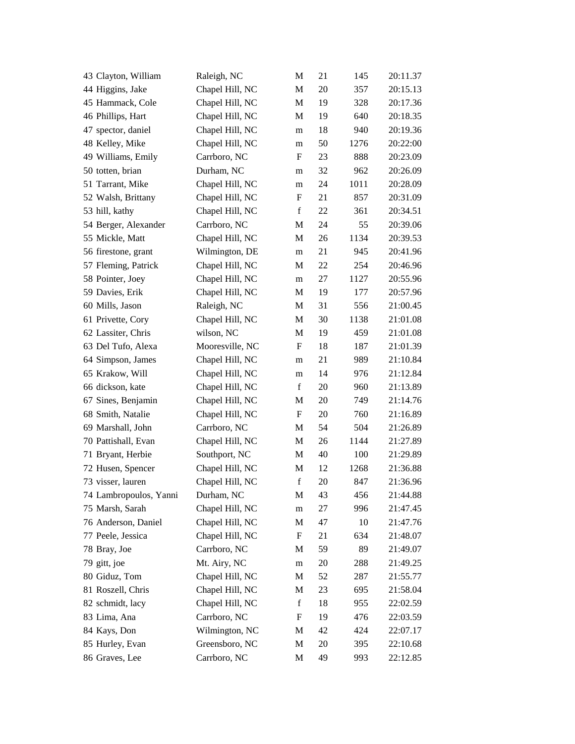| | | | | | |
|---|---|---|---|---|---|
| 43 Clayton, William | Raleigh, NC | M | 21 | 145 | 20:11.37 |
| 44 Higgins, Jake | Chapel Hill, NC | M | 20 | 357 | 20:15.13 |
| 45 Hammack, Cole | Chapel Hill, NC | M | 19 | 328 | 20:17.36 |
| 46 Phillips, Hart | Chapel Hill, NC | M | 19 | 640 | 20:18.35 |
| 47 spector, daniel | Chapel Hill, NC | m | 18 | 940 | 20:19.36 |
| 48 Kelley, Mike | Chapel Hill, NC | m | 50 | 1276 | 20:22:00 |
| 49 Williams, Emily | Carrboro, NC | F | 23 | 888 | 20:23.09 |
| 50 totten, brian | Durham, NC | m | 32 | 962 | 20:26.09 |
| 51 Tarrant, Mike | Chapel Hill, NC | m | 24 | 1011 | 20:28.09 |
| 52 Walsh, Brittany | Chapel Hill, NC | F | 21 | 857 | 20:31.09 |
| 53 hill, kathy | Chapel Hill, NC | f | 22 | 361 | 20:34.51 |
| 54 Berger, Alexander | Carrboro, NC | M | 24 | 55 | 20:39.06 |
| 55 Mickle, Matt | Chapel Hill, NC | M | 26 | 1134 | 20:39.53 |
| 56 firestone, grant | Wilmington, DE | m | 21 | 945 | 20:41.96 |
| 57 Fleming, Patrick | Chapel Hill, NC | M | 22 | 254 | 20:46.96 |
| 58 Pointer, Joey | Chapel Hill, NC | m | 27 | 1127 | 20:55.96 |
| 59 Davies, Erik | Chapel Hill, NC | M | 19 | 177 | 20:57.96 |
| 60 Mills, Jason | Raleigh, NC | M | 31 | 556 | 21:00.45 |
| 61 Privette, Cory | Chapel Hill, NC | M | 30 | 1138 | 21:01.08 |
| 62 Lassiter, Chris | wilson, NC | M | 19 | 459 | 21:01.08 |
| 63 Del Tufo, Alexa | Mooresville, NC | F | 18 | 187 | 21:01.39 |
| 64 Simpson, James | Chapel Hill, NC | m | 21 | 989 | 21:10.84 |
| 65 Krakow, Will | Chapel Hill, NC | m | 14 | 976 | 21:12.84 |
| 66 dickson, kate | Chapel Hill, NC | f | 20 | 960 | 21:13.89 |
| 67 Sines, Benjamin | Chapel Hill, NC | M | 20 | 749 | 21:14.76 |
| 68 Smith, Natalie | Chapel Hill, NC | F | 20 | 760 | 21:16.89 |
| 69 Marshall, John | Carrboro, NC | M | 54 | 504 | 21:26.89 |
| 70 Pattishall, Evan | Chapel Hill, NC | M | 26 | 1144 | 21:27.89 |
| 71 Bryant, Herbie | Southport, NC | M | 40 | 100 | 21:29.89 |
| 72 Husen, Spencer | Chapel Hill, NC | M | 12 | 1268 | 21:36.88 |
| 73 visser, lauren | Chapel Hill, NC | f | 20 | 847 | 21:36.96 |
| 74 Lambropoulos, Yanni | Durham, NC | M | 43 | 456 | 21:44.88 |
| 75 Marsh, Sarah | Chapel Hill, NC | m | 27 | 996 | 21:47.45 |
| 76 Anderson, Daniel | Chapel Hill, NC | M | 47 | 10 | 21:47.76 |
| 77 Peele, Jessica | Chapel Hill, NC | F | 21 | 634 | 21:48.07 |
| 78 Bray, Joe | Carrboro, NC | M | 59 | 89 | 21:49.07 |
| 79 gitt, joe | Mt. Airy, NC | m | 20 | 288 | 21:49.25 |
| 80 Giduz, Tom | Chapel Hill, NC | M | 52 | 287 | 21:55.77 |
| 81 Roszell, Chris | Chapel Hill, NC | M | 23 | 695 | 21:58.04 |
| 82 schmidt, lacy | Chapel Hill, NC | f | 18 | 955 | 22:02.59 |
| 83 Lima, Ana | Carrboro, NC | F | 19 | 476 | 22:03.59 |
| 84 Kays, Don | Wilmington, NC | M | 42 | 424 | 22:07.17 |
| 85 Hurley, Evan | Greensboro, NC | M | 20 | 395 | 22:10.68 |
| 86 Graves, Lee | Carrboro, NC | M | 49 | 993 | 22:12.85 |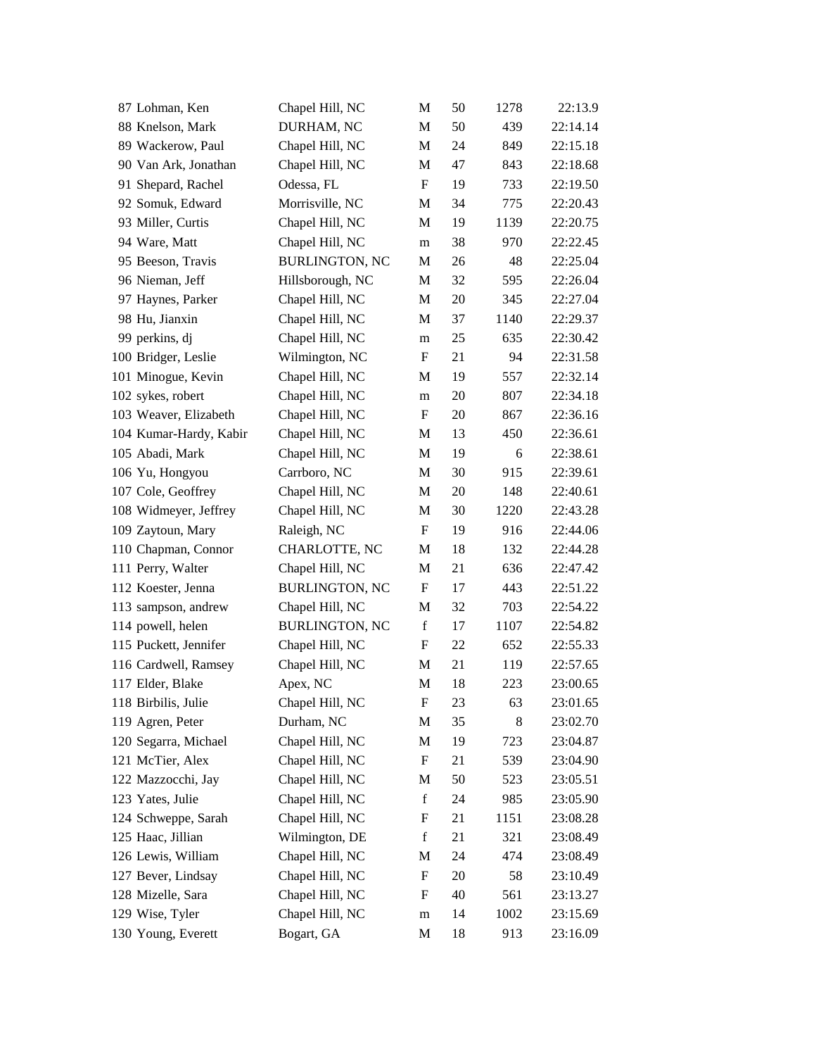| | | | | | |
|---|---|---|---|---|---|
| 87 Lohman, Ken | Chapel Hill, NC | M | 50 | 1278 | 22:13.9 |
| 88 Knelson, Mark | DURHAM, NC | M | 50 | 439 | 22:14.14 |
| 89 Wackerow, Paul | Chapel Hill, NC | M | 24 | 849 | 22:15.18 |
| 90 Van Ark, Jonathan | Chapel Hill, NC | M | 47 | 843 | 22:18.68 |
| 91 Shepard, Rachel | Odessa, FL | F | 19 | 733 | 22:19.50 |
| 92 Somuk, Edward | Morrisville, NC | M | 34 | 775 | 22:20.43 |
| 93 Miller, Curtis | Chapel Hill, NC | M | 19 | 1139 | 22:20.75 |
| 94 Ware, Matt | Chapel Hill, NC | m | 38 | 970 | 22:22.45 |
| 95 Beeson, Travis | BURLINGTON, NC | M | 26 | 48 | 22:25.04 |
| 96 Nieman, Jeff | Hillsborough, NC | M | 32 | 595 | 22:26.04 |
| 97 Haynes, Parker | Chapel Hill, NC | M | 20 | 345 | 22:27.04 |
| 98 Hu, Jianxin | Chapel Hill, NC | M | 37 | 1140 | 22:29.37 |
| 99 perkins, dj | Chapel Hill, NC | m | 25 | 635 | 22:30.42 |
| 100 Bridger, Leslie | Wilmington, NC | F | 21 | 94 | 22:31.58 |
| 101 Minogue, Kevin | Chapel Hill, NC | M | 19 | 557 | 22:32.14 |
| 102 sykes, robert | Chapel Hill, NC | m | 20 | 807 | 22:34.18 |
| 103 Weaver, Elizabeth | Chapel Hill, NC | F | 20 | 867 | 22:36.16 |
| 104 Kumar-Hardy, Kabir | Chapel Hill, NC | M | 13 | 450 | 22:36.61 |
| 105 Abadi, Mark | Chapel Hill, NC | M | 19 | 6 | 22:38.61 |
| 106 Yu, Hongyou | Carrboro, NC | M | 30 | 915 | 22:39.61 |
| 107 Cole, Geoffrey | Chapel Hill, NC | M | 20 | 148 | 22:40.61 |
| 108 Widmeyer, Jeffrey | Chapel Hill, NC | M | 30 | 1220 | 22:43.28 |
| 109 Zaytoun, Mary | Raleigh, NC | F | 19 | 916 | 22:44.06 |
| 110 Chapman, Connor | CHARLOTTE, NC | M | 18 | 132 | 22:44.28 |
| 111 Perry, Walter | Chapel Hill, NC | M | 21 | 636 | 22:47.42 |
| 112 Koester, Jenna | BURLINGTON, NC | F | 17 | 443 | 22:51.22 |
| 113 sampson, andrew | Chapel Hill, NC | M | 32 | 703 | 22:54.22 |
| 114 powell, helen | BURLINGTON, NC | f | 17 | 1107 | 22:54.82 |
| 115 Puckett, Jennifer | Chapel Hill, NC | F | 22 | 652 | 22:55.33 |
| 116 Cardwell, Ramsey | Chapel Hill, NC | M | 21 | 119 | 22:57.65 |
| 117 Elder, Blake | Apex, NC | M | 18 | 223 | 23:00.65 |
| 118 Birbilis, Julie | Chapel Hill, NC | F | 23 | 63 | 23:01.65 |
| 119 Agren, Peter | Durham, NC | M | 35 | 8 | 23:02.70 |
| 120 Segarra, Michael | Chapel Hill, NC | M | 19 | 723 | 23:04.87 |
| 121 McTier, Alex | Chapel Hill, NC | F | 21 | 539 | 23:04.90 |
| 122 Mazzocchi, Jay | Chapel Hill, NC | M | 50 | 523 | 23:05.51 |
| 123 Yates, Julie | Chapel Hill, NC | f | 24 | 985 | 23:05.90 |
| 124 Schweppe, Sarah | Chapel Hill, NC | F | 21 | 1151 | 23:08.28 |
| 125 Haac, Jillian | Wilmington, DE | f | 21 | 321 | 23:08.49 |
| 126 Lewis, William | Chapel Hill, NC | M | 24 | 474 | 23:08.49 |
| 127 Bever, Lindsay | Chapel Hill, NC | F | 20 | 58 | 23:10.49 |
| 128 Mizelle, Sara | Chapel Hill, NC | F | 40 | 561 | 23:13.27 |
| 129 Wise, Tyler | Chapel Hill, NC | m | 14 | 1002 | 23:15.69 |
| 130 Young, Everett | Bogart, GA | M | 18 | 913 | 23:16.09 |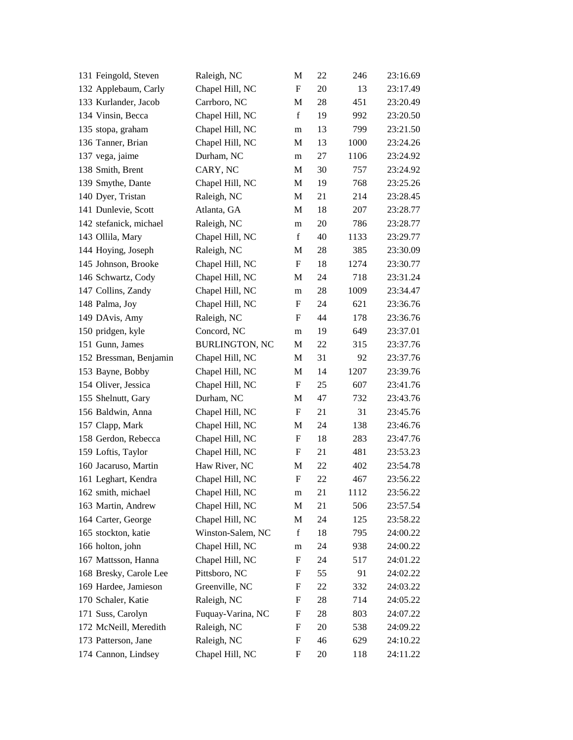| | | | | | |
|---|---|---|---|---|---|
| 131 Feingold, Steven | Raleigh, NC | M | 22 | 246 | 23:16.69 |
| 132 Applebaum, Carly | Chapel Hill, NC | F | 20 | 13 | 23:17.49 |
| 133 Kurlander, Jacob | Carrboro, NC | M | 28 | 451 | 23:20.49 |
| 134 Vinsin, Becca | Chapel Hill, NC | f | 19 | 992 | 23:20.50 |
| 135 stopa, graham | Chapel Hill, NC | m | 13 | 799 | 23:21.50 |
| 136 Tanner, Brian | Chapel Hill, NC | M | 13 | 1000 | 23:24.26 |
| 137 vega, jaime | Durham, NC | m | 27 | 1106 | 23:24.92 |
| 138 Smith, Brent | CARY, NC | M | 30 | 757 | 23:24.92 |
| 139 Smythe, Dante | Chapel Hill, NC | M | 19 | 768 | 23:25.26 |
| 140 Dyer, Tristan | Raleigh, NC | M | 21 | 214 | 23:28.45 |
| 141 Dunlevie, Scott | Atlanta, GA | M | 18 | 207 | 23:28.77 |
| 142 stefanick, michael | Raleigh, NC | m | 20 | 786 | 23:28.77 |
| 143 Ollila, Mary | Chapel Hill, NC | f | 40 | 1133 | 23:29.77 |
| 144 Hoying, Joseph | Raleigh, NC | M | 28 | 385 | 23:30.09 |
| 145 Johnson, Brooke | Chapel Hill, NC | F | 18 | 1274 | 23:30.77 |
| 146 Schwartz, Cody | Chapel Hill, NC | M | 24 | 718 | 23:31.24 |
| 147 Collins, Zandy | Chapel Hill, NC | m | 28 | 1009 | 23:34.47 |
| 148 Palma, Joy | Chapel Hill, NC | F | 24 | 621 | 23:36.76 |
| 149 DAvis, Amy | Raleigh, NC | F | 44 | 178 | 23:36.76 |
| 150 pridgen, kyle | Concord, NC | m | 19 | 649 | 23:37.01 |
| 151 Gunn, James | BURLINGTON, NC | M | 22 | 315 | 23:37.76 |
| 152 Bressman, Benjamin | Chapel Hill, NC | M | 31 | 92 | 23:37.76 |
| 153 Bayne, Bobby | Chapel Hill, NC | M | 14 | 1207 | 23:39.76 |
| 154 Oliver, Jessica | Chapel Hill, NC | F | 25 | 607 | 23:41.76 |
| 155 Shelnutt, Gary | Durham, NC | M | 47 | 732 | 23:43.76 |
| 156 Baldwin, Anna | Chapel Hill, NC | F | 21 | 31 | 23:45.76 |
| 157 Clapp, Mark | Chapel Hill, NC | M | 24 | 138 | 23:46.76 |
| 158 Gerdon, Rebecca | Chapel Hill, NC | F | 18 | 283 | 23:47.76 |
| 159 Loftis, Taylor | Chapel Hill, NC | F | 21 | 481 | 23:53.23 |
| 160 Jacaruso, Martin | Haw River, NC | M | 22 | 402 | 23:54.78 |
| 161 Leghart, Kendra | Chapel Hill, NC | F | 22 | 467 | 23:56.22 |
| 162 smith, michael | Chapel Hill, NC | m | 21 | 1112 | 23:56.22 |
| 163 Martin, Andrew | Chapel Hill, NC | M | 21 | 506 | 23:57.54 |
| 164 Carter, George | Chapel Hill, NC | M | 24 | 125 | 23:58.22 |
| 165 stockton, katie | Winston-Salem, NC | f | 18 | 795 | 24:00.22 |
| 166 holton, john | Chapel Hill, NC | m | 24 | 938 | 24:00.22 |
| 167 Mattsson, Hanna | Chapel Hill, NC | F | 24 | 517 | 24:01.22 |
| 168 Bresky, Carole Lee | Pittsboro, NC | F | 55 | 91 | 24:02.22 |
| 169 Hardee, Jamieson | Greenville, NC | F | 22 | 332 | 24:03.22 |
| 170 Schaler, Katie | Raleigh, NC | F | 28 | 714 | 24:05.22 |
| 171 Suss, Carolyn | Fuquay-Varina, NC | F | 28 | 803 | 24:07.22 |
| 172 McNeill, Meredith | Raleigh, NC | F | 20 | 538 | 24:09.22 |
| 173 Patterson, Jane | Raleigh, NC | F | 46 | 629 | 24:10.22 |
| 174 Cannon, Lindsey | Chapel Hill, NC | F | 20 | 118 | 24:11.22 |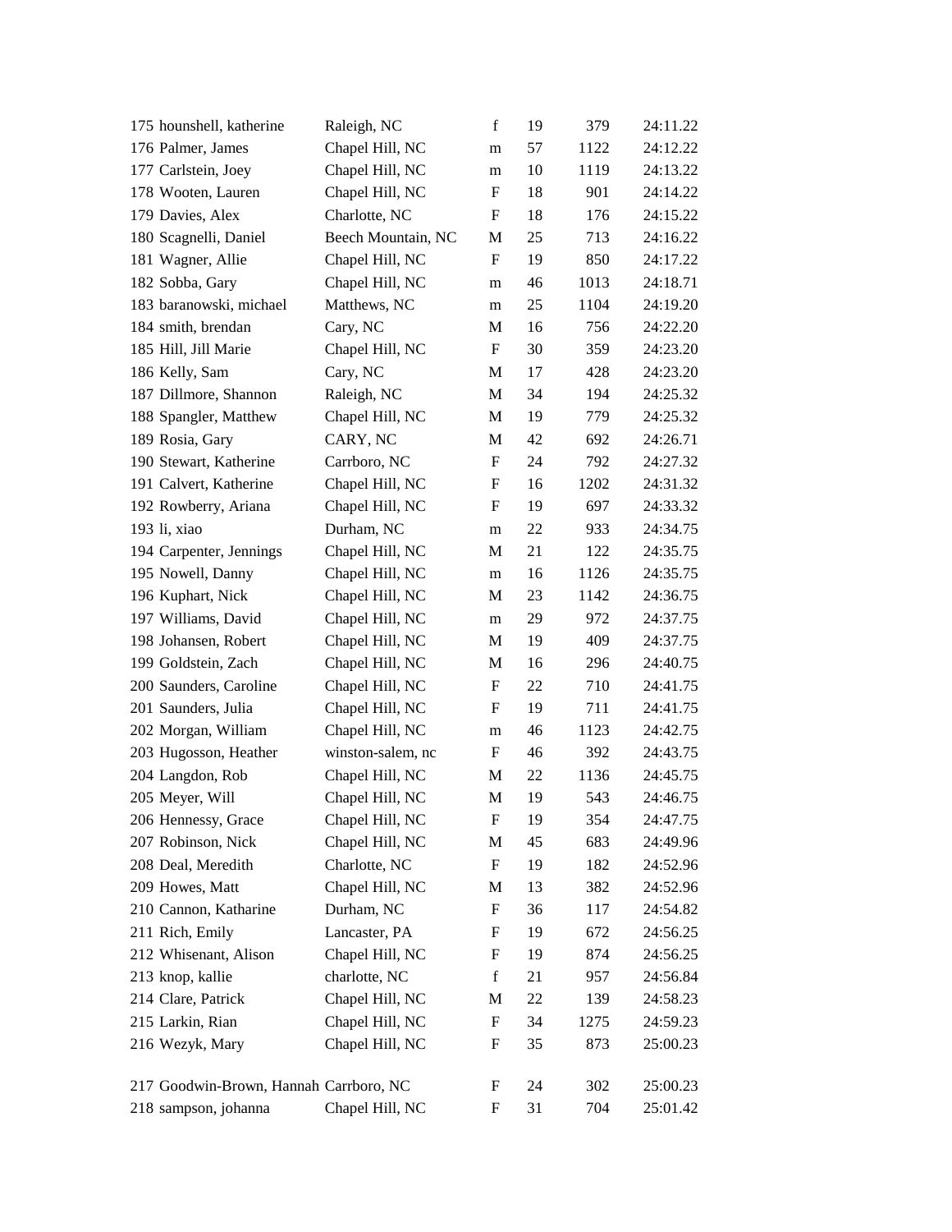| | | | | | |
|---|---|---|---|---|---|
| 175 hounshell, katherine | Raleigh, NC | f | 19 | 379 | 24:11.22 |
| 176 Palmer, James | Chapel Hill, NC | m | 57 | 1122 | 24:12.22 |
| 177 Carlstein, Joey | Chapel Hill, NC | m | 10 | 1119 | 24:13.22 |
| 178 Wooten, Lauren | Chapel Hill, NC | F | 18 | 901 | 24:14.22 |
| 179 Davies, Alex | Charlotte, NC | F | 18 | 176 | 24:15.22 |
| 180 Scagnelli, Daniel | Beech Mountain, NC | M | 25 | 713 | 24:16.22 |
| 181 Wagner, Allie | Chapel Hill, NC | F | 19 | 850 | 24:17.22 |
| 182 Sobba, Gary | Chapel Hill, NC | m | 46 | 1013 | 24:18.71 |
| 183 baranowski, michael | Matthews, NC | m | 25 | 1104 | 24:19.20 |
| 184 smith, brendan | Cary, NC | M | 16 | 756 | 24:22.20 |
| 185 Hill, Jill Marie | Chapel Hill, NC | F | 30 | 359 | 24:23.20 |
| 186 Kelly, Sam | Cary, NC | M | 17 | 428 | 24:23.20 |
| 187 Dillmore, Shannon | Raleigh, NC | M | 34 | 194 | 24:25.32 |
| 188 Spangler, Matthew | Chapel Hill, NC | M | 19 | 779 | 24:25.32 |
| 189 Rosia, Gary | CARY, NC | M | 42 | 692 | 24:26.71 |
| 190 Stewart, Katherine | Carrboro, NC | F | 24 | 792 | 24:27.32 |
| 191 Calvert, Katherine | Chapel Hill, NC | F | 16 | 1202 | 24:31.32 |
| 192 Rowberry, Ariana | Chapel Hill, NC | F | 19 | 697 | 24:33.32 |
| 193 li, xiao | Durham, NC | m | 22 | 933 | 24:34.75 |
| 194 Carpenter, Jennings | Chapel Hill, NC | M | 21 | 122 | 24:35.75 |
| 195 Nowell, Danny | Chapel Hill, NC | m | 16 | 1126 | 24:35.75 |
| 196 Kuphart, Nick | Chapel Hill, NC | M | 23 | 1142 | 24:36.75 |
| 197 Williams, David | Chapel Hill, NC | m | 29 | 972 | 24:37.75 |
| 198 Johansen, Robert | Chapel Hill, NC | M | 19 | 409 | 24:37.75 |
| 199 Goldstein, Zach | Chapel Hill, NC | M | 16 | 296 | 24:40.75 |
| 200 Saunders, Caroline | Chapel Hill, NC | F | 22 | 710 | 24:41.75 |
| 201 Saunders, Julia | Chapel Hill, NC | F | 19 | 711 | 24:41.75 |
| 202 Morgan, William | Chapel Hill, NC | m | 46 | 1123 | 24:42.75 |
| 203 Hugosson, Heather | winston-salem, nc | F | 46 | 392 | 24:43.75 |
| 204 Langdon, Rob | Chapel Hill, NC | M | 22 | 1136 | 24:45.75 |
| 205 Meyer, Will | Chapel Hill, NC | M | 19 | 543 | 24:46.75 |
| 206 Hennessy, Grace | Chapel Hill, NC | F | 19 | 354 | 24:47.75 |
| 207 Robinson, Nick | Chapel Hill, NC | M | 45 | 683 | 24:49.96 |
| 208 Deal, Meredith | Charlotte, NC | F | 19 | 182 | 24:52.96 |
| 209 Howes, Matt | Chapel Hill, NC | M | 13 | 382 | 24:52.96 |
| 210 Cannon, Katharine | Durham, NC | F | 36 | 117 | 24:54.82 |
| 211 Rich, Emily | Lancaster, PA | F | 19 | 672 | 24:56.25 |
| 212 Whisenant, Alison | Chapel Hill, NC | F | 19 | 874 | 24:56.25 |
| 213 knop, kallie | charlotte, NC | f | 21 | 957 | 24:56.84 |
| 214 Clare, Patrick | Chapel Hill, NC | M | 22 | 139 | 24:58.23 |
| 215 Larkin, Rian | Chapel Hill, NC | F | 34 | 1275 | 24:59.23 |
| 216 Wezyk, Mary | Chapel Hill, NC | F | 35 | 873 | 25:00.23 |
| 217 Goodwin-Brown, Hannah | Carrboro, NC | F | 24 | 302 | 25:00.23 |
| 218 sampson, johanna | Chapel Hill, NC | F | 31 | 704 | 25:01.42 |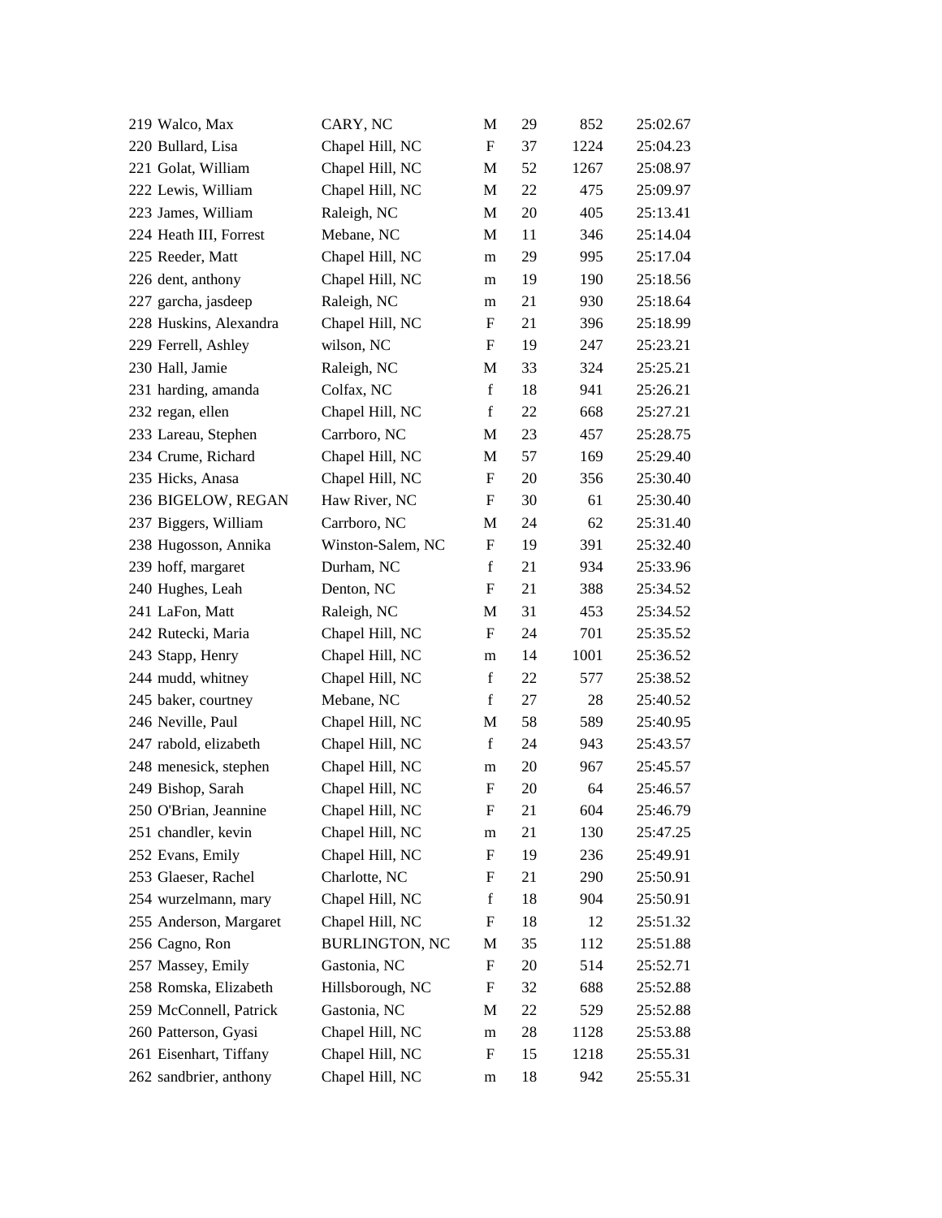| | | | | | |
|---|---|---|---|---|---|
| 219 Walco, Max | CARY, NC | M | 29 | 852 | 25:02.67 |
| 220 Bullard, Lisa | Chapel Hill, NC | F | 37 | 1224 | 25:04.23 |
| 221 Golat, William | Chapel Hill, NC | M | 52 | 1267 | 25:08.97 |
| 222 Lewis, William | Chapel Hill, NC | M | 22 | 475 | 25:09.97 |
| 223 James, William | Raleigh, NC | M | 20 | 405 | 25:13.41 |
| 224 Heath III, Forrest | Mebane, NC | M | 11 | 346 | 25:14.04 |
| 225 Reeder, Matt | Chapel Hill, NC | m | 29 | 995 | 25:17.04 |
| 226 dent, anthony | Chapel Hill, NC | m | 19 | 190 | 25:18.56 |
| 227 garcha, jasdeep | Raleigh, NC | m | 21 | 930 | 25:18.64 |
| 228 Huskins, Alexandra | Chapel Hill, NC | F | 21 | 396 | 25:18.99 |
| 229 Ferrell, Ashley | wilson, NC | F | 19 | 247 | 25:23.21 |
| 230 Hall, Jamie | Raleigh, NC | M | 33 | 324 | 25:25.21 |
| 231 harding, amanda | Colfax, NC | f | 18 | 941 | 25:26.21 |
| 232 regan, ellen | Chapel Hill, NC | f | 22 | 668 | 25:27.21 |
| 233 Lareau, Stephen | Carrboro, NC | M | 23 | 457 | 25:28.75 |
| 234 Crume, Richard | Chapel Hill, NC | M | 57 | 169 | 25:29.40 |
| 235 Hicks, Anasa | Chapel Hill, NC | F | 20 | 356 | 25:30.40 |
| 236 BIGELOW, REGAN | Haw River, NC | F | 30 | 61 | 25:30.40 |
| 237 Biggers, William | Carrboro, NC | M | 24 | 62 | 25:31.40 |
| 238 Hugosson, Annika | Winston-Salem, NC | F | 19 | 391 | 25:32.40 |
| 239 hoff, margaret | Durham, NC | f | 21 | 934 | 25:33.96 |
| 240 Hughes, Leah | Denton, NC | F | 21 | 388 | 25:34.52 |
| 241 LaFon, Matt | Raleigh, NC | M | 31 | 453 | 25:34.52 |
| 242 Rutecki, Maria | Chapel Hill, NC | F | 24 | 701 | 25:35.52 |
| 243 Stapp, Henry | Chapel Hill, NC | m | 14 | 1001 | 25:36.52 |
| 244 mudd, whitney | Chapel Hill, NC | f | 22 | 577 | 25:38.52 |
| 245 baker, courtney | Mebane, NC | f | 27 | 28 | 25:40.52 |
| 246 Neville, Paul | Chapel Hill, NC | M | 58 | 589 | 25:40.95 |
| 247 rabold, elizabeth | Chapel Hill, NC | f | 24 | 943 | 25:43.57 |
| 248 menesick, stephen | Chapel Hill, NC | m | 20 | 967 | 25:45.57 |
| 249 Bishop, Sarah | Chapel Hill, NC | F | 20 | 64 | 25:46.57 |
| 250 O'Brian, Jeannine | Chapel Hill, NC | F | 21 | 604 | 25:46.79 |
| 251 chandler, kevin | Chapel Hill, NC | m | 21 | 130 | 25:47.25 |
| 252 Evans, Emily | Chapel Hill, NC | F | 19 | 236 | 25:49.91 |
| 253 Glaeser, Rachel | Charlotte, NC | F | 21 | 290 | 25:50.91 |
| 254 wurzelmann, mary | Chapel Hill, NC | f | 18 | 904 | 25:50.91 |
| 255 Anderson, Margaret | Chapel Hill, NC | F | 18 | 12 | 25:51.32 |
| 256 Cagno, Ron | BURLINGTON, NC | M | 35 | 112 | 25:51.88 |
| 257 Massey, Emily | Gastonia, NC | F | 20 | 514 | 25:52.71 |
| 258 Romska, Elizabeth | Hillsborough, NC | F | 32 | 688 | 25:52.88 |
| 259 McConnell, Patrick | Gastonia, NC | M | 22 | 529 | 25:52.88 |
| 260 Patterson, Gyasi | Chapel Hill, NC | m | 28 | 1128 | 25:53.88 |
| 261 Eisenhart, Tiffany | Chapel Hill, NC | F | 15 | 1218 | 25:55.31 |
| 262 sandbrier, anthony | Chapel Hill, NC | m | 18 | 942 | 25:55.31 |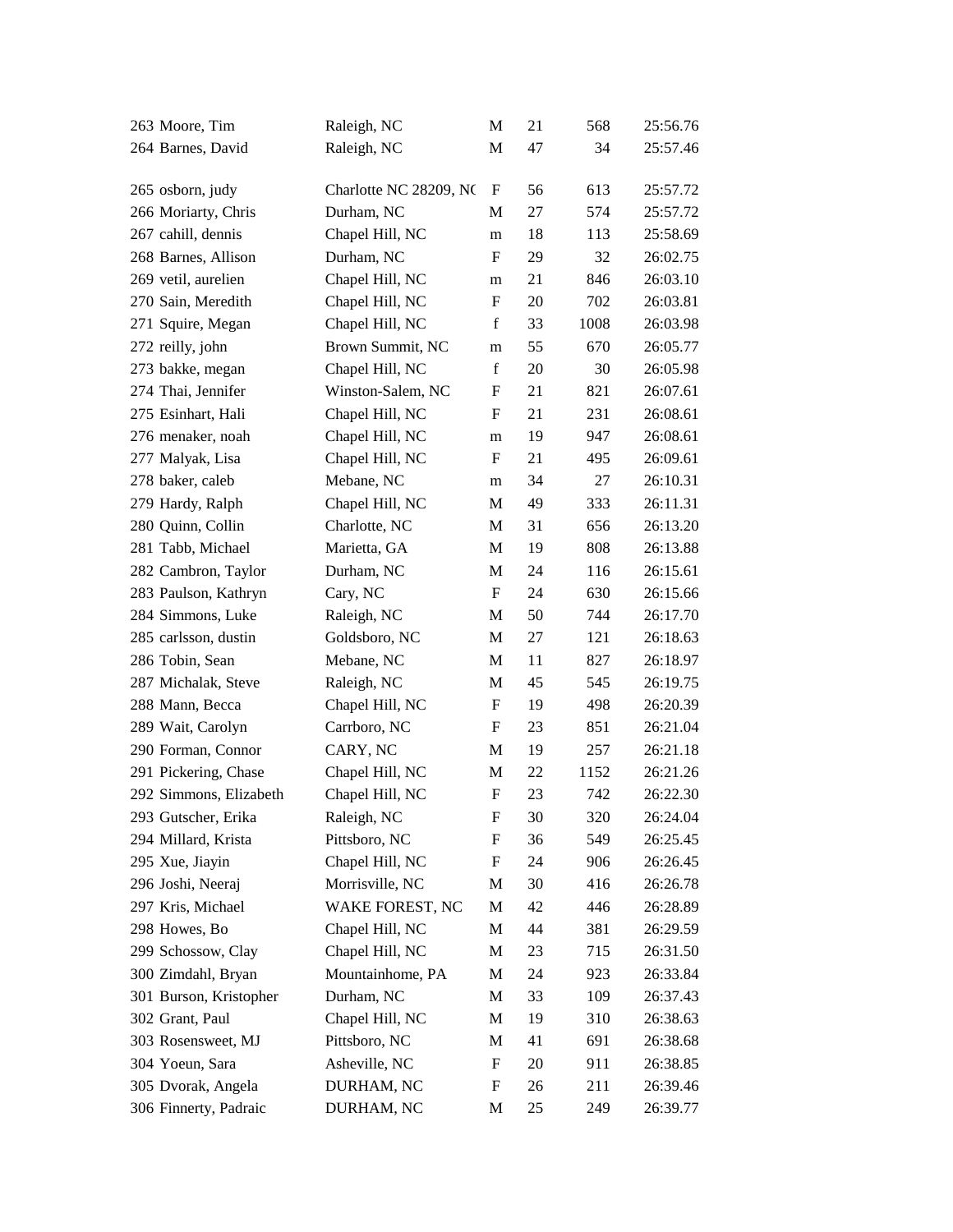| | | | | | | |
|---|---|---|---|---|---|---|
| 263 | Moore, Tim | Raleigh, NC | M | 21 | 568 | 25:56.76 |
| 264 | Barnes, David | Raleigh, NC | M | 47 | 34 | 25:57.46 |
| 265 | osborn, judy | Charlotte NC 28209, NC | F | 56 | 613 | 25:57.72 |
| 266 | Moriarty, Chris | Durham, NC | M | 27 | 574 | 25:57.72 |
| 267 | cahill, dennis | Chapel Hill, NC | m | 18 | 113 | 25:58.69 |
| 268 | Barnes, Allison | Durham, NC | F | 29 | 32 | 26:02.75 |
| 269 | vetil, aurelien | Chapel Hill, NC | m | 21 | 846 | 26:03.10 |
| 270 | Sain, Meredith | Chapel Hill, NC | F | 20 | 702 | 26:03.81 |
| 271 | Squire, Megan | Chapel Hill, NC | f | 33 | 1008 | 26:03.98 |
| 272 | reilly, john | Brown Summit, NC | m | 55 | 670 | 26:05.77 |
| 273 | bakke, megan | Chapel Hill, NC | f | 20 | 30 | 26:05.98 |
| 274 | Thai, Jennifer | Winston-Salem, NC | F | 21 | 821 | 26:07.61 |
| 275 | Esinhart, Hali | Chapel Hill, NC | F | 21 | 231 | 26:08.61 |
| 276 | menaker, noah | Chapel Hill, NC | m | 19 | 947 | 26:08.61 |
| 277 | Malyak, Lisa | Chapel Hill, NC | F | 21 | 495 | 26:09.61 |
| 278 | baker, caleb | Mebane, NC | m | 34 | 27 | 26:10.31 |
| 279 | Hardy, Ralph | Chapel Hill, NC | M | 49 | 333 | 26:11.31 |
| 280 | Quinn, Collin | Charlotte, NC | M | 31 | 656 | 26:13.20 |
| 281 | Tabb, Michael | Marietta, GA | M | 19 | 808 | 26:13.88 |
| 282 | Cambron, Taylor | Durham, NC | M | 24 | 116 | 26:15.61 |
| 283 | Paulson, Kathryn | Cary, NC | F | 24 | 630 | 26:15.66 |
| 284 | Simmons, Luke | Raleigh, NC | M | 50 | 744 | 26:17.70 |
| 285 | carlsson, dustin | Goldsboro, NC | M | 27 | 121 | 26:18.63 |
| 286 | Tobin, Sean | Mebane, NC | M | 11 | 827 | 26:18.97 |
| 287 | Michalak, Steve | Raleigh, NC | M | 45 | 545 | 26:19.75 |
| 288 | Mann, Becca | Chapel Hill, NC | F | 19 | 498 | 26:20.39 |
| 289 | Wait, Carolyn | Carrboro, NC | F | 23 | 851 | 26:21.04 |
| 290 | Forman, Connor | CARY, NC | M | 19 | 257 | 26:21.18 |
| 291 | Pickering, Chase | Chapel Hill, NC | M | 22 | 1152 | 26:21.26 |
| 292 | Simmons, Elizabeth | Chapel Hill, NC | F | 23 | 742 | 26:22.30 |
| 293 | Gutscher, Erika | Raleigh, NC | F | 30 | 320 | 26:24.04 |
| 294 | Millard, Krista | Pittsboro, NC | F | 36 | 549 | 26:25.45 |
| 295 | Xue, Jiayin | Chapel Hill, NC | F | 24 | 906 | 26:26.45 |
| 296 | Joshi, Neeraj | Morrisville, NC | M | 30 | 416 | 26:26.78 |
| 297 | Kris, Michael | WAKE FOREST, NC | M | 42 | 446 | 26:28.89 |
| 298 | Howes, Bo | Chapel Hill, NC | M | 44 | 381 | 26:29.59 |
| 299 | Schossow, Clay | Chapel Hill, NC | M | 23 | 715 | 26:31.50 |
| 300 | Zimdahl, Bryan | Mountainhome, PA | M | 24 | 923 | 26:33.84 |
| 301 | Burson, Kristopher | Durham, NC | M | 33 | 109 | 26:37.43 |
| 302 | Grant, Paul | Chapel Hill, NC | M | 19 | 310 | 26:38.63 |
| 303 | Rosensweet, MJ | Pittsboro, NC | M | 41 | 691 | 26:38.68 |
| 304 | Yoeun, Sara | Asheville, NC | F | 20 | 911 | 26:38.85 |
| 305 | Dvorak, Angela | DURHAM, NC | F | 26 | 211 | 26:39.46 |
| 306 | Finnerty, Padraic | DURHAM, NC | M | 25 | 249 | 26:39.77 |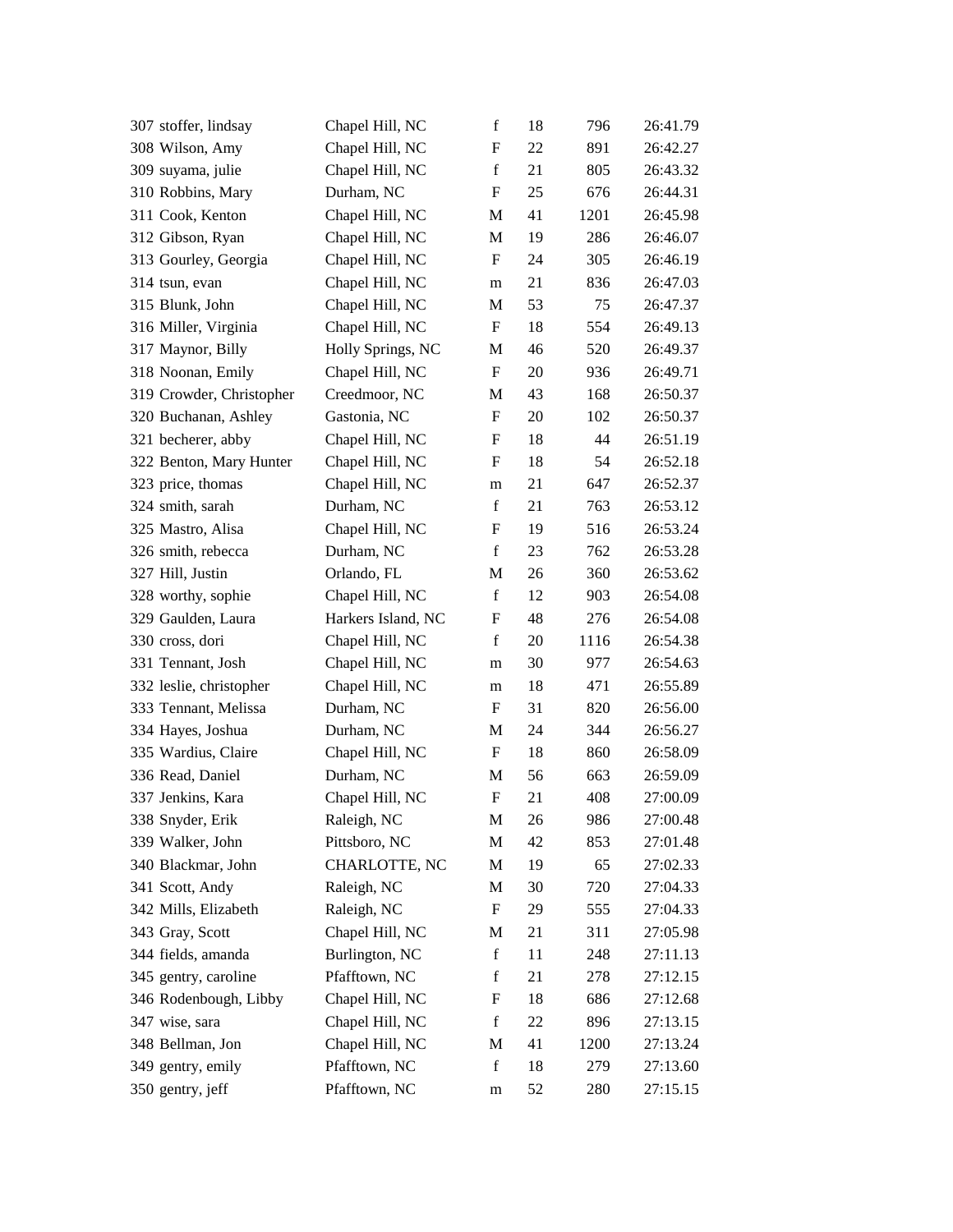| | | | | | |
|---|---|---|---|---|---|
| 307 | stoffer, lindsay | Chapel Hill, NC | f | 18 | 796 | 26:41.79 |
| 308 | Wilson, Amy | Chapel Hill, NC | F | 22 | 891 | 26:42.27 |
| 309 | suyama, julie | Chapel Hill, NC | f | 21 | 805 | 26:43.32 |
| 310 | Robbins, Mary | Durham, NC | F | 25 | 676 | 26:44.31 |
| 311 | Cook, Kenton | Chapel Hill, NC | M | 41 | 1201 | 26:45.98 |
| 312 | Gibson, Ryan | Chapel Hill, NC | M | 19 | 286 | 26:46.07 |
| 313 | Gourley, Georgia | Chapel Hill, NC | F | 24 | 305 | 26:46.19 |
| 314 | tsun, evan | Chapel Hill, NC | m | 21 | 836 | 26:47.03 |
| 315 | Blunk, John | Chapel Hill, NC | M | 53 | 75 | 26:47.37 |
| 316 | Miller, Virginia | Chapel Hill, NC | F | 18 | 554 | 26:49.13 |
| 317 | Maynor, Billy | Holly Springs, NC | M | 46 | 520 | 26:49.37 |
| 318 | Noonan, Emily | Chapel Hill, NC | F | 20 | 936 | 26:49.71 |
| 319 | Crowder, Christopher | Creedmoor, NC | M | 43 | 168 | 26:50.37 |
| 320 | Buchanan, Ashley | Gastonia, NC | F | 20 | 102 | 26:50.37 |
| 321 | becherer, abby | Chapel Hill, NC | F | 18 | 44 | 26:51.19 |
| 322 | Benton, Mary Hunter | Chapel Hill, NC | F | 18 | 54 | 26:52.18 |
| 323 | price, thomas | Chapel Hill, NC | m | 21 | 647 | 26:52.37 |
| 324 | smith, sarah | Durham, NC | f | 21 | 763 | 26:53.12 |
| 325 | Mastro, Alisa | Chapel Hill, NC | F | 19 | 516 | 26:53.24 |
| 326 | smith, rebecca | Durham, NC | f | 23 | 762 | 26:53.28 |
| 327 | Hill, Justin | Orlando, FL | M | 26 | 360 | 26:53.62 |
| 328 | worthy, sophie | Chapel Hill, NC | f | 12 | 903 | 26:54.08 |
| 329 | Gaulden, Laura | Harkers Island, NC | F | 48 | 276 | 26:54.08 |
| 330 | cross, dori | Chapel Hill, NC | f | 20 | 1116 | 26:54.38 |
| 331 | Tennant, Josh | Chapel Hill, NC | m | 30 | 977 | 26:54.63 |
| 332 | leslie, christopher | Chapel Hill, NC | m | 18 | 471 | 26:55.89 |
| 333 | Tennant, Melissa | Durham, NC | F | 31 | 820 | 26:56.00 |
| 334 | Hayes, Joshua | Durham, NC | M | 24 | 344 | 26:56.27 |
| 335 | Wardius, Claire | Chapel Hill, NC | F | 18 | 860 | 26:58.09 |
| 336 | Read, Daniel | Durham, NC | M | 56 | 663 | 26:59.09 |
| 337 | Jenkins, Kara | Chapel Hill, NC | F | 21 | 408 | 27:00.09 |
| 338 | Snyder, Erik | Raleigh, NC | M | 26 | 986 | 27:00.48 |
| 339 | Walker, John | Pittsboro, NC | M | 42 | 853 | 27:01.48 |
| 340 | Blackmar, John | CHARLOTTE, NC | M | 19 | 65 | 27:02.33 |
| 341 | Scott, Andy | Raleigh, NC | M | 30 | 720 | 27:04.33 |
| 342 | Mills, Elizabeth | Raleigh, NC | F | 29 | 555 | 27:04.33 |
| 343 | Gray, Scott | Chapel Hill, NC | M | 21 | 311 | 27:05.98 |
| 344 | fields, amanda | Burlington, NC | f | 11 | 248 | 27:11.13 |
| 345 | gentry, caroline | Pfafftown, NC | f | 21 | 278 | 27:12.15 |
| 346 | Rodenbough, Libby | Chapel Hill, NC | F | 18 | 686 | 27:12.68 |
| 347 | wise, sara | Chapel Hill, NC | f | 22 | 896 | 27:13.15 |
| 348 | Bellman, Jon | Chapel Hill, NC | M | 41 | 1200 | 27:13.24 |
| 349 | gentry, emily | Pfafftown, NC | f | 18 | 279 | 27:13.60 |
| 350 | gentry, jeff | Pfafftown, NC | m | 52 | 280 | 27:15.15 |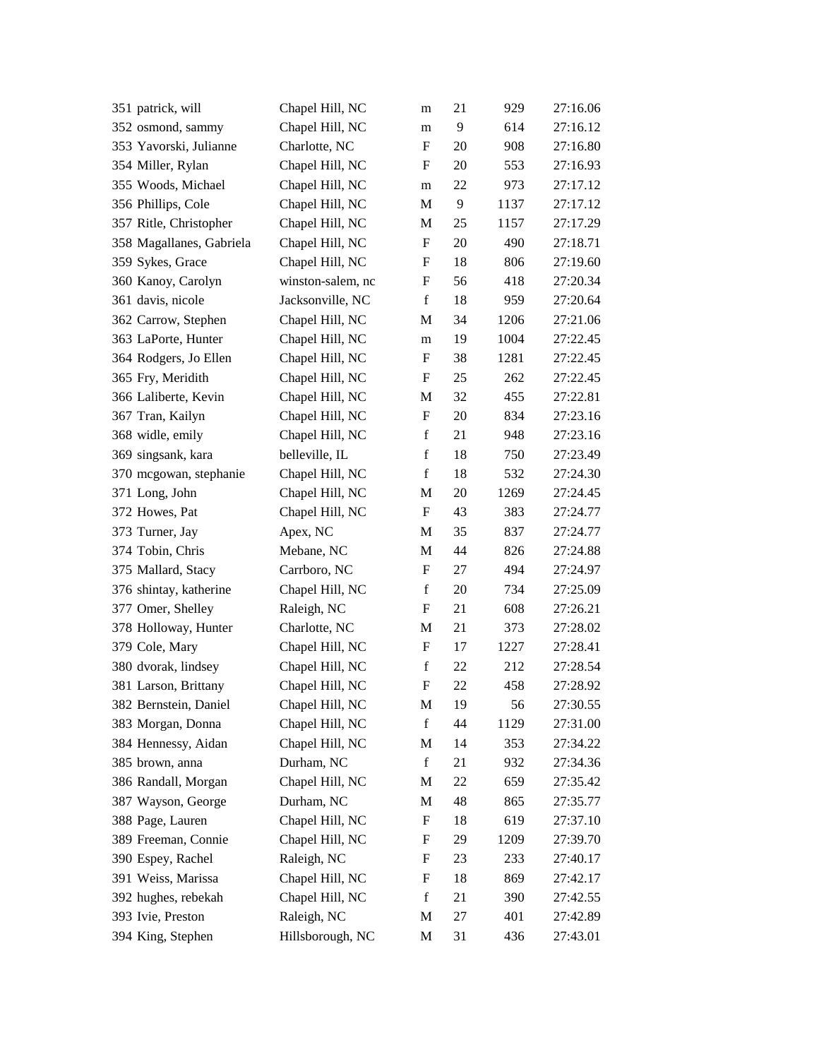| | | | | | | |
|---|---|---|---|---|---|---|
| 351 | patrick, will | Chapel Hill, NC | m | 21 | 929 | 27:16.06 |
| 352 | osmond, sammy | Chapel Hill, NC | m | 9 | 614 | 27:16.12 |
| 353 | Yavorski, Julianne | Charlotte, NC | F | 20 | 908 | 27:16.80 |
| 354 | Miller, Rylan | Chapel Hill, NC | F | 20 | 553 | 27:16.93 |
| 355 | Woods, Michael | Chapel Hill, NC | m | 22 | 973 | 27:17.12 |
| 356 | Phillips, Cole | Chapel Hill, NC | M | 9 | 1137 | 27:17.12 |
| 357 | Ritle, Christopher | Chapel Hill, NC | M | 25 | 1157 | 27:17.29 |
| 358 | Magallanes, Gabriela | Chapel Hill, NC | F | 20 | 490 | 27:18.71 |
| 359 | Sykes, Grace | Chapel Hill, NC | F | 18 | 806 | 27:19.60 |
| 360 | Kanoy, Carolyn | winston-salem, nc | F | 56 | 418 | 27:20.34 |
| 361 | davis, nicole | Jacksonville, NC | f | 18 | 959 | 27:20.64 |
| 362 | Carrow, Stephen | Chapel Hill, NC | M | 34 | 1206 | 27:21.06 |
| 363 | LaPorte, Hunter | Chapel Hill, NC | m | 19 | 1004 | 27:22.45 |
| 364 | Rodgers, Jo Ellen | Chapel Hill, NC | F | 38 | 1281 | 27:22.45 |
| 365 | Fry, Meridith | Chapel Hill, NC | F | 25 | 262 | 27:22.45 |
| 366 | Laliberte, Kevin | Chapel Hill, NC | M | 32 | 455 | 27:22.81 |
| 367 | Tran, Kailyn | Chapel Hill, NC | F | 20 | 834 | 27:23.16 |
| 368 | widle, emily | Chapel Hill, NC | f | 21 | 948 | 27:23.16 |
| 369 | singsank, kara | belleville, IL | f | 18 | 750 | 27:23.49 |
| 370 | mcgowan, stephanie | Chapel Hill, NC | f | 18 | 532 | 27:24.30 |
| 371 | Long, John | Chapel Hill, NC | M | 20 | 1269 | 27:24.45 |
| 372 | Howes, Pat | Chapel Hill, NC | F | 43 | 383 | 27:24.77 |
| 373 | Turner, Jay | Apex, NC | M | 35 | 837 | 27:24.77 |
| 374 | Tobin, Chris | Mebane, NC | M | 44 | 826 | 27:24.88 |
| 375 | Mallard, Stacy | Carrboro, NC | F | 27 | 494 | 27:24.97 |
| 376 | shintay, katherine | Chapel Hill, NC | f | 20 | 734 | 27:25.09 |
| 377 | Omer, Shelley | Raleigh, NC | F | 21 | 608 | 27:26.21 |
| 378 | Holloway, Hunter | Charlotte, NC | M | 21 | 373 | 27:28.02 |
| 379 | Cole, Mary | Chapel Hill, NC | F | 17 | 1227 | 27:28.41 |
| 380 | dvorak, lindsey | Chapel Hill, NC | f | 22 | 212 | 27:28.54 |
| 381 | Larson, Brittany | Chapel Hill, NC | F | 22 | 458 | 27:28.92 |
| 382 | Bernstein, Daniel | Chapel Hill, NC | M | 19 | 56 | 27:30.55 |
| 383 | Morgan, Donna | Chapel Hill, NC | f | 44 | 1129 | 27:31.00 |
| 384 | Hennessy, Aidan | Chapel Hill, NC | M | 14 | 353 | 27:34.22 |
| 385 | brown, anna | Durham, NC | f | 21 | 932 | 27:34.36 |
| 386 | Randall, Morgan | Chapel Hill, NC | M | 22 | 659 | 27:35.42 |
| 387 | Wayson, George | Durham, NC | M | 48 | 865 | 27:35.77 |
| 388 | Page, Lauren | Chapel Hill, NC | F | 18 | 619 | 27:37.10 |
| 389 | Freeman, Connie | Chapel Hill, NC | F | 29 | 1209 | 27:39.70 |
| 390 | Espey, Rachel | Raleigh, NC | F | 23 | 233 | 27:40.17 |
| 391 | Weiss, Marissa | Chapel Hill, NC | F | 18 | 869 | 27:42.17 |
| 392 | hughes, rebekah | Chapel Hill, NC | f | 21 | 390 | 27:42.55 |
| 393 | Ivie, Preston | Raleigh, NC | M | 27 | 401 | 27:42.89 |
| 394 | King, Stephen | Hillsborough, NC | M | 31 | 436 | 27:43.01 |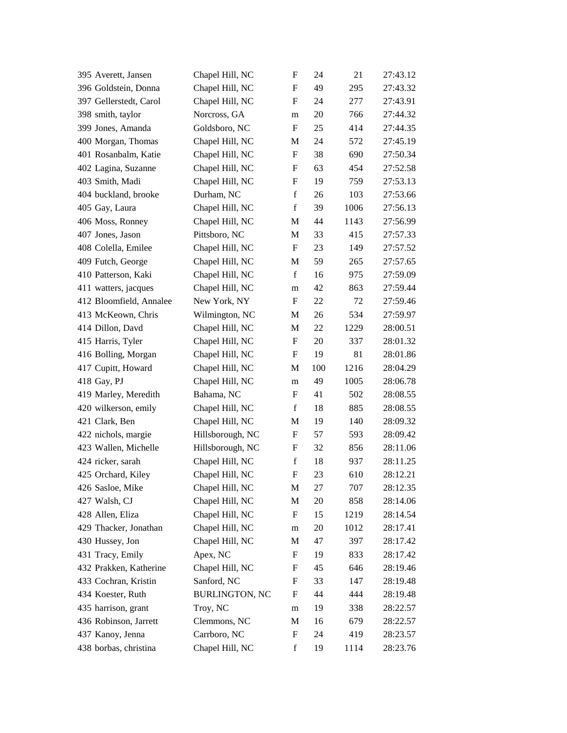| | | | | | | |
|---|---|---|---|---|---|---|
| 395 | Averett, Jansen | Chapel Hill, NC | F | 24 | 21 | 27:43.12 |
| 396 | Goldstein, Donna | Chapel Hill, NC | F | 49 | 295 | 27:43.32 |
| 397 | Gellerstedt, Carol | Chapel Hill, NC | F | 24 | 277 | 27:43.91 |
| 398 | smith, taylor | Norcross, GA | m | 20 | 766 | 27:44.32 |
| 399 | Jones, Amanda | Goldsboro, NC | F | 25 | 414 | 27:44.35 |
| 400 | Morgan, Thomas | Chapel Hill, NC | M | 24 | 572 | 27:45.19 |
| 401 | Rosanbalm, Katie | Chapel Hill, NC | F | 38 | 690 | 27:50.34 |
| 402 | Lagina, Suzanne | Chapel Hill, NC | F | 63 | 454 | 27:52.58 |
| 403 | Smith, Madi | Chapel Hill, NC | F | 19 | 759 | 27:53.13 |
| 404 | buckland, brooke | Durham, NC | f | 26 | 103 | 27:53.66 |
| 405 | Gay, Laura | Chapel Hill, NC | f | 39 | 1006 | 27:56.13 |
| 406 | Moss, Ronney | Chapel Hill, NC | M | 44 | 1143 | 27:56.99 |
| 407 | Jones, Jason | Pittsboro, NC | M | 33 | 415 | 27:57.33 |
| 408 | Colella, Emilee | Chapel Hill, NC | F | 23 | 149 | 27:57.52 |
| 409 | Futch, George | Chapel Hill, NC | M | 59 | 265 | 27:57.65 |
| 410 | Patterson, Kaki | Chapel Hill, NC | f | 16 | 975 | 27:59.09 |
| 411 | watters, jacques | Chapel Hill, NC | m | 42 | 863 | 27:59.44 |
| 412 | Bloomfield, Annalee | New York, NY | F | 22 | 72 | 27:59.46 |
| 413 | McKeown, Chris | Wilmington, NC | M | 26 | 534 | 27:59.97 |
| 414 | Dillon, Davd | Chapel Hill, NC | M | 22 | 1229 | 28:00.51 |
| 415 | Harris, Tyler | Chapel Hill, NC | F | 20 | 337 | 28:01.32 |
| 416 | Bolling, Morgan | Chapel Hill, NC | F | 19 | 81 | 28:01.86 |
| 417 | Cupitt, Howard | Chapel Hill, NC | M | 100 | 1216 | 28:04.29 |
| 418 | Gay, PJ | Chapel Hill, NC | m | 49 | 1005 | 28:06.78 |
| 419 | Marley, Meredith | Bahama, NC | F | 41 | 502 | 28:08.55 |
| 420 | wilkerson, emily | Chapel Hill, NC | f | 18 | 885 | 28:08.55 |
| 421 | Clark, Ben | Chapel Hill, NC | M | 19 | 140 | 28:09.32 |
| 422 | nichols, margie | Hillsborough, NC | F | 57 | 593 | 28:09.42 |
| 423 | Wallen, Michelle | Hillsborough, NC | F | 32 | 856 | 28:11.06 |
| 424 | ricker, sarah | Chapel Hill, NC | f | 18 | 937 | 28:11.25 |
| 425 | Orchard, Kiley | Chapel Hill, NC | F | 23 | 610 | 28:12.21 |
| 426 | Sasloe, Mike | Chapel Hill, NC | M | 27 | 707 | 28:12.35 |
| 427 | Walsh, CJ | Chapel Hill, NC | M | 20 | 858 | 28:14.06 |
| 428 | Allen, Eliza | Chapel Hill, NC | F | 15 | 1219 | 28:14.54 |
| 429 | Thacker, Jonathan | Chapel Hill, NC | m | 20 | 1012 | 28:17.41 |
| 430 | Hussey, Jon | Chapel Hill, NC | M | 47 | 397 | 28:17.42 |
| 431 | Tracy, Emily | Apex, NC | F | 19 | 833 | 28:17.42 |
| 432 | Prakken, Katherine | Chapel Hill, NC | F | 45 | 646 | 28:19.46 |
| 433 | Cochran, Kristin | Sanford, NC | F | 33 | 147 | 28:19.48 |
| 434 | Koester, Ruth | BURLINGTON, NC | F | 44 | 444 | 28:19.48 |
| 435 | harrison, grant | Troy, NC | m | 19 | 338 | 28:22.57 |
| 436 | Robinson, Jarrett | Clemmons, NC | M | 16 | 679 | 28:22.57 |
| 437 | Kanoy, Jenna | Carrboro, NC | F | 24 | 419 | 28:23.57 |
| 438 | borbas, christina | Chapel Hill, NC | f | 19 | 1114 | 28:23.76 |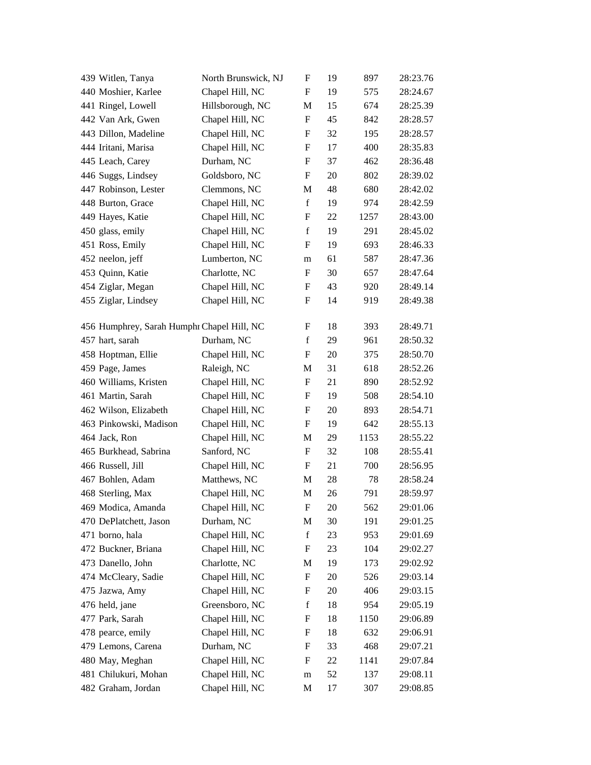| | | | | | |
|---|---|---|---|---|---|
| 439 Witlen, Tanya | North Brunswick, NJ | F | 19 | 897 | 28:23.76 |
| 440 Moshier, Karlee | Chapel Hill, NC | F | 19 | 575 | 28:24.67 |
| 441 Ringel, Lowell | Hillsborough, NC | M | 15 | 674 | 28:25.39 |
| 442 Van Ark, Gwen | Chapel Hill, NC | F | 45 | 842 | 28:28.57 |
| 443 Dillon, Madeline | Chapel Hill, NC | F | 32 | 195 | 28:28.57 |
| 444 Iritani, Marisa | Chapel Hill, NC | F | 17 | 400 | 28:35.83 |
| 445 Leach, Carey | Durham, NC | F | 37 | 462 | 28:36.48 |
| 446 Suggs, Lindsey | Goldsboro, NC | F | 20 | 802 | 28:39.02 |
| 447 Robinson, Lester | Clemmons, NC | M | 48 | 680 | 28:42.02 |
| 448 Burton, Grace | Chapel Hill, NC | f | 19 | 974 | 28:42.59 |
| 449 Hayes, Katie | Chapel Hill, NC | F | 22 | 1257 | 28:43.00 |
| 450 glass, emily | Chapel Hill, NC | f | 19 | 291 | 28:45.02 |
| 451 Ross, Emily | Chapel Hill, NC | F | 19 | 693 | 28:46.33 |
| 452 neelon, jeff | Lumberton, NC | m | 61 | 587 | 28:47.36 |
| 453 Quinn, Katie | Charlotte, NC | F | 30 | 657 | 28:47.64 |
| 454 Ziglar, Megan | Chapel Hill, NC | F | 43 | 920 | 28:49.14 |
| 455 Ziglar, Lindsey | Chapel Hill, NC | F | 14 | 919 | 28:49.38 |
| 456 Humphrey, Sarah Humphr | Chapel Hill, NC | F | 18 | 393 | 28:49.71 |
| 457 hart, sarah | Durham, NC | f | 29 | 961 | 28:50.32 |
| 458 Hoptman, Ellie | Chapel Hill, NC | F | 20 | 375 | 28:50.70 |
| 459 Page, James | Raleigh, NC | M | 31 | 618 | 28:52.26 |
| 460 Williams, Kristen | Chapel Hill, NC | F | 21 | 890 | 28:52.92 |
| 461 Martin, Sarah | Chapel Hill, NC | F | 19 | 508 | 28:54.10 |
| 462 Wilson, Elizabeth | Chapel Hill, NC | F | 20 | 893 | 28:54.71 |
| 463 Pinkowski, Madison | Chapel Hill, NC | F | 19 | 642 | 28:55.13 |
| 464 Jack, Ron | Chapel Hill, NC | M | 29 | 1153 | 28:55.22 |
| 465 Burkhead, Sabrina | Sanford, NC | F | 32 | 108 | 28:55.41 |
| 466 Russell, Jill | Chapel Hill, NC | F | 21 | 700 | 28:56.95 |
| 467 Bohlen, Adam | Matthews, NC | M | 28 | 78 | 28:58.24 |
| 468 Sterling, Max | Chapel Hill, NC | M | 26 | 791 | 28:59.97 |
| 469 Modica, Amanda | Chapel Hill, NC | F | 20 | 562 | 29:01.06 |
| 470 DePlatchett, Jason | Durham, NC | M | 30 | 191 | 29:01.25 |
| 471 borno, hala | Chapel Hill, NC | f | 23 | 953 | 29:01.69 |
| 472 Buckner, Briana | Chapel Hill, NC | F | 23 | 104 | 29:02.27 |
| 473 Danello, John | Charlotte, NC | M | 19 | 173 | 29:02.92 |
| 474 McCleary, Sadie | Chapel Hill, NC | F | 20 | 526 | 29:03.14 |
| 475 Jazwa, Amy | Chapel Hill, NC | F | 20 | 406 | 29:03.15 |
| 476 held, jane | Greensboro, NC | f | 18 | 954 | 29:05.19 |
| 477 Park, Sarah | Chapel Hill, NC | F | 18 | 1150 | 29:06.89 |
| 478 pearce, emily | Chapel Hill, NC | F | 18 | 632 | 29:06.91 |
| 479 Lemons, Carena | Durham, NC | F | 33 | 468 | 29:07.21 |
| 480 May, Meghan | Chapel Hill, NC | F | 22 | 1141 | 29:07.84 |
| 481 Chilukuri, Mohan | Chapel Hill, NC | m | 52 | 137 | 29:08.11 |
| 482 Graham, Jordan | Chapel Hill, NC | M | 17 | 307 | 29:08.85 |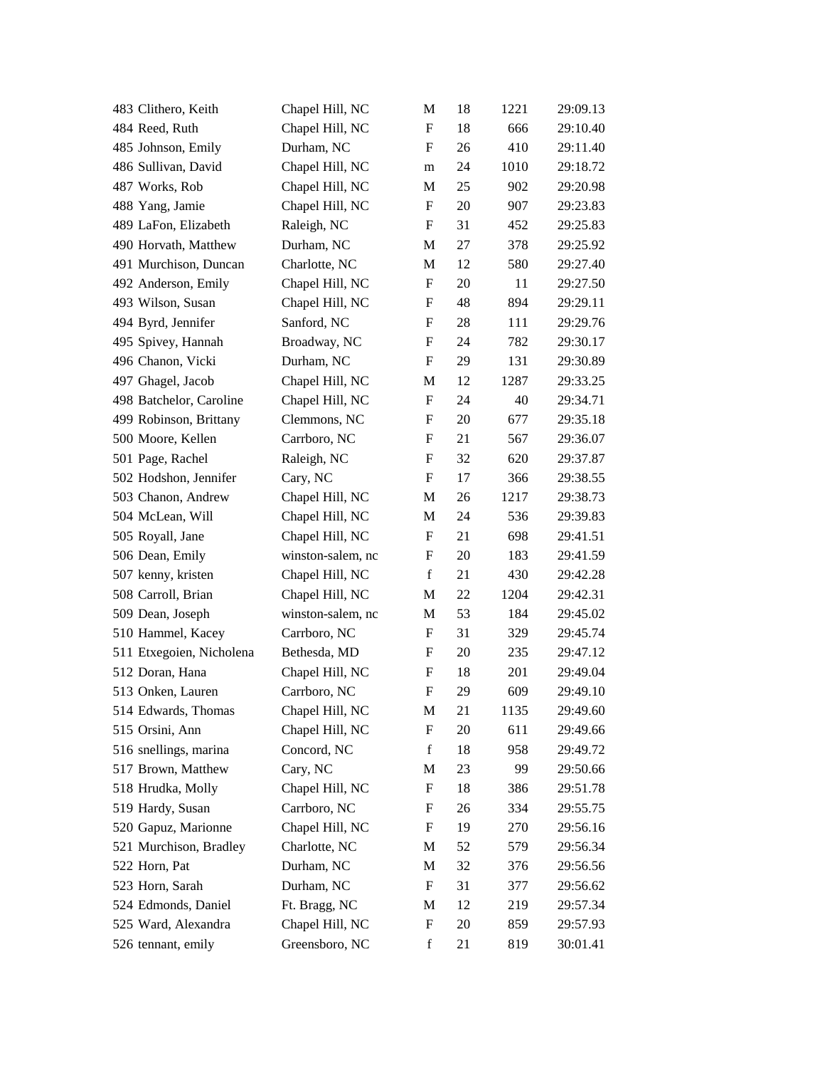| | | | | | | |
|---|---|---|---|---|---|---|
| 483 | Clithero, Keith | Chapel Hill, NC | M | 18 | 1221 | 29:09.13 |
| 484 | Reed, Ruth | Chapel Hill, NC | F | 18 | 666 | 29:10.40 |
| 485 | Johnson, Emily | Durham, NC | F | 26 | 410 | 29:11.40 |
| 486 | Sullivan, David | Chapel Hill, NC | m | 24 | 1010 | 29:18.72 |
| 487 | Works, Rob | Chapel Hill, NC | M | 25 | 902 | 29:20.98 |
| 488 | Yang, Jamie | Chapel Hill, NC | F | 20 | 907 | 29:23.83 |
| 489 | LaFon, Elizabeth | Raleigh, NC | F | 31 | 452 | 29:25.83 |
| 490 | Horvath, Matthew | Durham, NC | M | 27 | 378 | 29:25.92 |
| 491 | Murchison, Duncan | Charlotte, NC | M | 12 | 580 | 29:27.40 |
| 492 | Anderson, Emily | Chapel Hill, NC | F | 20 | 11 | 29:27.50 |
| 493 | Wilson, Susan | Chapel Hill, NC | F | 48 | 894 | 29:29.11 |
| 494 | Byrd, Jennifer | Sanford, NC | F | 28 | 111 | 29:29.76 |
| 495 | Spivey, Hannah | Broadway, NC | F | 24 | 782 | 29:30.17 |
| 496 | Chanon, Vicki | Durham, NC | F | 29 | 131 | 29:30.89 |
| 497 | Ghagel, Jacob | Chapel Hill, NC | M | 12 | 1287 | 29:33.25 |
| 498 | Batchelor, Caroline | Chapel Hill, NC | F | 24 | 40 | 29:34.71 |
| 499 | Robinson, Brittany | Clemmons, NC | F | 20 | 677 | 29:35.18 |
| 500 | Moore, Kellen | Carrboro, NC | F | 21 | 567 | 29:36.07 |
| 501 | Page, Rachel | Raleigh, NC | F | 32 | 620 | 29:37.87 |
| 502 | Hodshon, Jennifer | Cary, NC | F | 17 | 366 | 29:38.55 |
| 503 | Chanon, Andrew | Chapel Hill, NC | M | 26 | 1217 | 29:38.73 |
| 504 | McLean, Will | Chapel Hill, NC | M | 24 | 536 | 29:39.83 |
| 505 | Royall, Jane | Chapel Hill, NC | F | 21 | 698 | 29:41.51 |
| 506 | Dean, Emily | winston-salem, nc | F | 20 | 183 | 29:41.59 |
| 507 | kenny, kristen | Chapel Hill, NC | f | 21 | 430 | 29:42.28 |
| 508 | Carroll, Brian | Chapel Hill, NC | M | 22 | 1204 | 29:42.31 |
| 509 | Dean, Joseph | winston-salem, nc | M | 53 | 184 | 29:45.02 |
| 510 | Hammel, Kacey | Carrboro, NC | F | 31 | 329 | 29:45.74 |
| 511 | Etxegoien, Nicholena | Bethesda, MD | F | 20 | 235 | 29:47.12 |
| 512 | Doran, Hana | Chapel Hill, NC | F | 18 | 201 | 29:49.04 |
| 513 | Onken, Lauren | Carrboro, NC | F | 29 | 609 | 29:49.10 |
| 514 | Edwards, Thomas | Chapel Hill, NC | M | 21 | 1135 | 29:49.60 |
| 515 | Orsini, Ann | Chapel Hill, NC | F | 20 | 611 | 29:49.66 |
| 516 | snellings, marina | Concord, NC | f | 18 | 958 | 29:49.72 |
| 517 | Brown, Matthew | Cary, NC | M | 23 | 99 | 29:50.66 |
| 518 | Hrudka, Molly | Chapel Hill, NC | F | 18 | 386 | 29:51.78 |
| 519 | Hardy, Susan | Carrboro, NC | F | 26 | 334 | 29:55.75 |
| 520 | Gapuz, Marionne | Chapel Hill, NC | F | 19 | 270 | 29:56.16 |
| 521 | Murchison, Bradley | Charlotte, NC | M | 52 | 579 | 29:56.34 |
| 522 | Horn, Pat | Durham, NC | M | 32 | 376 | 29:56.56 |
| 523 | Horn, Sarah | Durham, NC | F | 31 | 377 | 29:56.62 |
| 524 | Edmonds, Daniel | Ft. Bragg, NC | M | 12 | 219 | 29:57.34 |
| 525 | Ward, Alexandra | Chapel Hill, NC | F | 20 | 859 | 29:57.93 |
| 526 | tennant, emily | Greensboro, NC | f | 21 | 819 | 30:01.41 |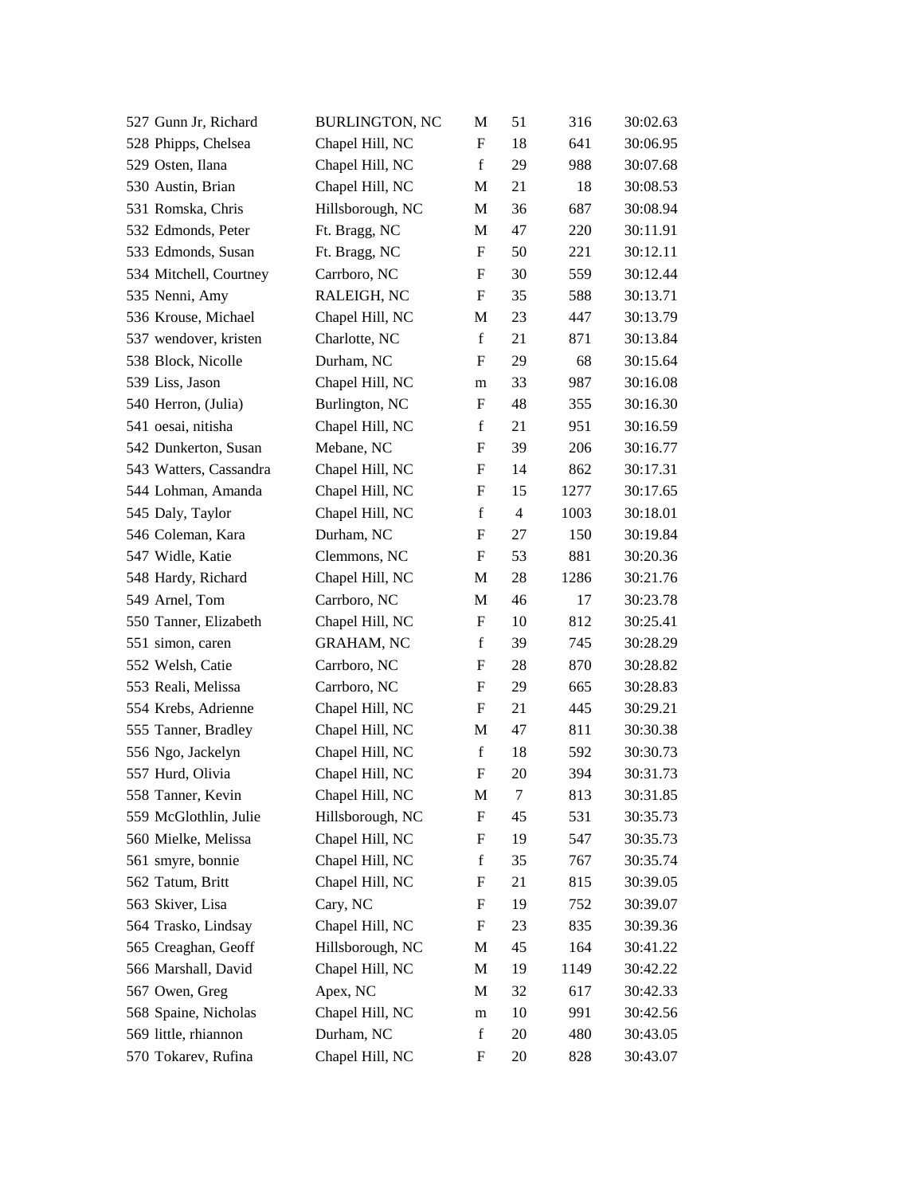| | | | | | |
|---|---|---|---|---|---|
| 527 Gunn Jr, Richard | BURLINGTON, NC | M | 51 | 316 | 30:02.63 |
| 528 Phipps, Chelsea | Chapel Hill, NC | F | 18 | 641 | 30:06.95 |
| 529 Osten, Ilana | Chapel Hill, NC | f | 29 | 988 | 30:07.68 |
| 530 Austin, Brian | Chapel Hill, NC | M | 21 | 18 | 30:08.53 |
| 531 Romska, Chris | Hillsborough, NC | M | 36 | 687 | 30:08.94 |
| 532 Edmonds, Peter | Ft. Bragg, NC | M | 47 | 220 | 30:11.91 |
| 533 Edmonds, Susan | Ft. Bragg, NC | F | 50 | 221 | 30:12.11 |
| 534 Mitchell, Courtney | Carrboro, NC | F | 30 | 559 | 30:12.44 |
| 535 Nenni, Amy | RALEIGH, NC | F | 35 | 588 | 30:13.71 |
| 536 Krouse, Michael | Chapel Hill, NC | M | 23 | 447 | 30:13.79 |
| 537 wendover, kristen | Charlotte, NC | f | 21 | 871 | 30:13.84 |
| 538 Block, Nicolle | Durham, NC | F | 29 | 68 | 30:15.64 |
| 539 Liss, Jason | Chapel Hill, NC | m | 33 | 987 | 30:16.08 |
| 540 Herron, (Julia) | Burlington, NC | F | 48 | 355 | 30:16.30 |
| 541 oesai, nitisha | Chapel Hill, NC | f | 21 | 951 | 30:16.59 |
| 542 Dunkerton, Susan | Mebane, NC | F | 39 | 206 | 30:16.77 |
| 543 Watters, Cassandra | Chapel Hill, NC | F | 14 | 862 | 30:17.31 |
| 544 Lohman, Amanda | Chapel Hill, NC | F | 15 | 1277 | 30:17.65 |
| 545 Daly, Taylor | Chapel Hill, NC | f | 4 | 1003 | 30:18.01 |
| 546 Coleman, Kara | Durham, NC | F | 27 | 150 | 30:19.84 |
| 547 Widle, Katie | Clemmons, NC | F | 53 | 881 | 30:20.36 |
| 548 Hardy, Richard | Chapel Hill, NC | M | 28 | 1286 | 30:21.76 |
| 549 Arnel, Tom | Carrboro, NC | M | 46 | 17 | 30:23.78 |
| 550 Tanner, Elizabeth | Chapel Hill, NC | F | 10 | 812 | 30:25.41 |
| 551 simon, caren | GRAHAM, NC | f | 39 | 745 | 30:28.29 |
| 552 Welsh, Catie | Carrboro, NC | F | 28 | 870 | 30:28.82 |
| 553 Reali, Melissa | Carrboro, NC | F | 29 | 665 | 30:28.83 |
| 554 Krebs, Adrienne | Chapel Hill, NC | F | 21 | 445 | 30:29.21 |
| 555 Tanner, Bradley | Chapel Hill, NC | M | 47 | 811 | 30:30.38 |
| 556 Ngo, Jackelyn | Chapel Hill, NC | f | 18 | 592 | 30:30.73 |
| 557 Hurd, Olivia | Chapel Hill, NC | F | 20 | 394 | 30:31.73 |
| 558 Tanner, Kevin | Chapel Hill, NC | M | 7 | 813 | 30:31.85 |
| 559 McGlothlin, Julie | Hillsborough, NC | F | 45 | 531 | 30:35.73 |
| 560 Mielke, Melissa | Chapel Hill, NC | F | 19 | 547 | 30:35.73 |
| 561 smyre, bonnie | Chapel Hill, NC | f | 35 | 767 | 30:35.74 |
| 562 Tatum, Britt | Chapel Hill, NC | F | 21 | 815 | 30:39.05 |
| 563 Skiver, Lisa | Cary, NC | F | 19 | 752 | 30:39.07 |
| 564 Trasko, Lindsay | Chapel Hill, NC | F | 23 | 835 | 30:39.36 |
| 565 Creaghan, Geoff | Hillsborough, NC | M | 45 | 164 | 30:41.22 |
| 566 Marshall, David | Chapel Hill, NC | M | 19 | 1149 | 30:42.22 |
| 567 Owen, Greg | Apex, NC | M | 32 | 617 | 30:42.33 |
| 568 Spaine, Nicholas | Chapel Hill, NC | m | 10 | 991 | 30:42.56 |
| 569 little, rhiannon | Durham, NC | f | 20 | 480 | 30:43.05 |
| 570 Tokarev, Rufina | Chapel Hill, NC | F | 20 | 828 | 30:43.07 |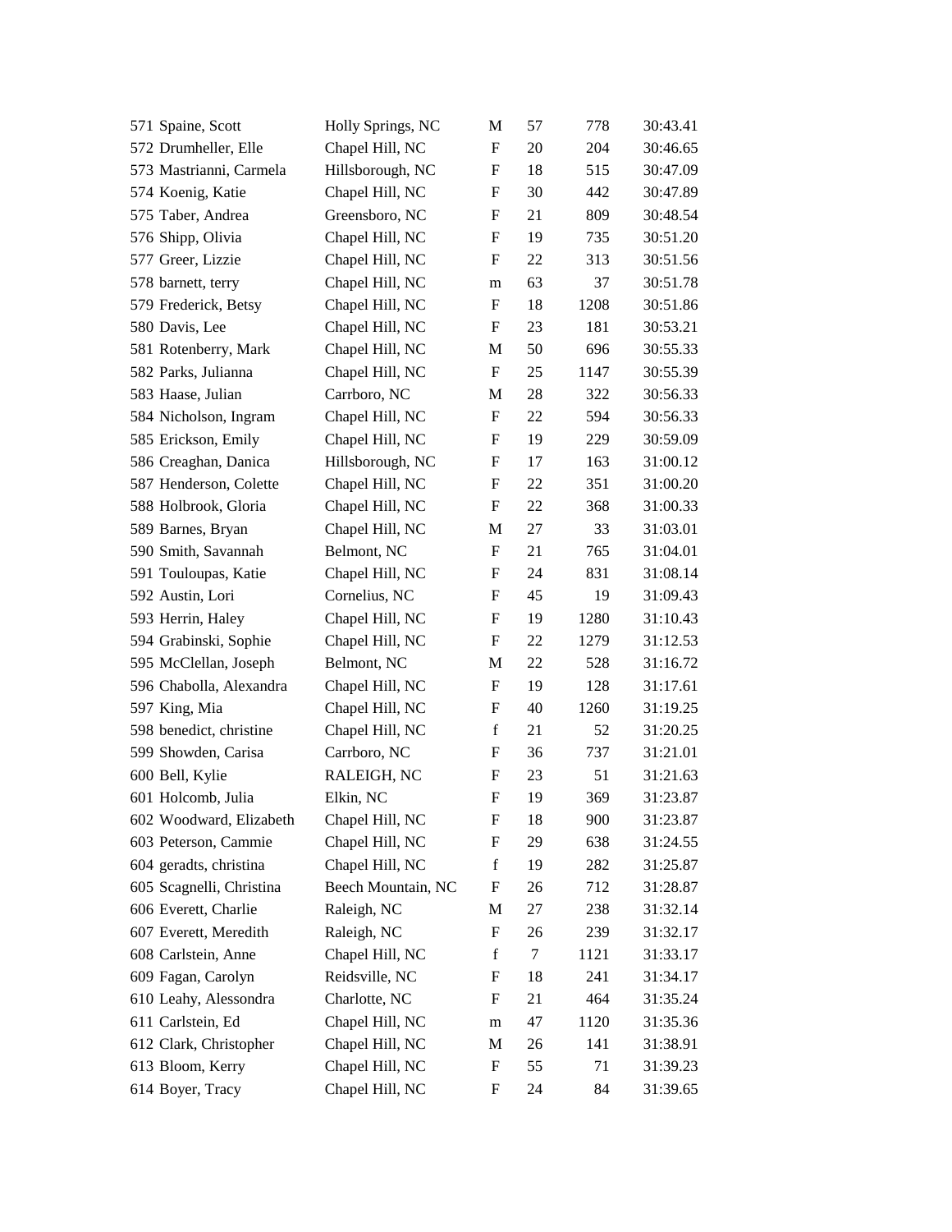| | | | | | |
|---|---|---|---|---|---|
| 571 Spaine, Scott | Holly Springs, NC | M | 57 | 778 | 30:43.41 |
| 572 Drumheller, Elle | Chapel Hill, NC | F | 20 | 204 | 30:46.65 |
| 573 Mastrianni, Carmela | Hillsborough, NC | F | 18 | 515 | 30:47.09 |
| 574 Koenig, Katie | Chapel Hill, NC | F | 30 | 442 | 30:47.89 |
| 575 Taber, Andrea | Greensboro, NC | F | 21 | 809 | 30:48.54 |
| 576 Shipp, Olivia | Chapel Hill, NC | F | 19 | 735 | 30:51.20 |
| 577 Greer, Lizzie | Chapel Hill, NC | F | 22 | 313 | 30:51.56 |
| 578 barnett, terry | Chapel Hill, NC | m | 63 | 37 | 30:51.78 |
| 579 Frederick, Betsy | Chapel Hill, NC | F | 18 | 1208 | 30:51.86 |
| 580 Davis, Lee | Chapel Hill, NC | F | 23 | 181 | 30:53.21 |
| 581 Rotenberry, Mark | Chapel Hill, NC | M | 50 | 696 | 30:55.33 |
| 582 Parks, Julianna | Chapel Hill, NC | F | 25 | 1147 | 30:55.39 |
| 583 Haase, Julian | Carrboro, NC | M | 28 | 322 | 30:56.33 |
| 584 Nicholson, Ingram | Chapel Hill, NC | F | 22 | 594 | 30:56.33 |
| 585 Erickson, Emily | Chapel Hill, NC | F | 19 | 229 | 30:59.09 |
| 586 Creaghan, Danica | Hillsborough, NC | F | 17 | 163 | 31:00.12 |
| 587 Henderson, Colette | Chapel Hill, NC | F | 22 | 351 | 31:00.20 |
| 588 Holbrook, Gloria | Chapel Hill, NC | F | 22 | 368 | 31:00.33 |
| 589 Barnes, Bryan | Chapel Hill, NC | M | 27 | 33 | 31:03.01 |
| 590 Smith, Savannah | Belmont, NC | F | 21 | 765 | 31:04.01 |
| 591 Touloupas, Katie | Chapel Hill, NC | F | 24 | 831 | 31:08.14 |
| 592 Austin, Lori | Cornelius, NC | F | 45 | 19 | 31:09.43 |
| 593 Herrin, Haley | Chapel Hill, NC | F | 19 | 1280 | 31:10.43 |
| 594 Grabinski, Sophie | Chapel Hill, NC | F | 22 | 1279 | 31:12.53 |
| 595 McClellan, Joseph | Belmont, NC | M | 22 | 528 | 31:16.72 |
| 596 Chabolla, Alexandra | Chapel Hill, NC | F | 19 | 128 | 31:17.61 |
| 597 King, Mia | Chapel Hill, NC | F | 40 | 1260 | 31:19.25 |
| 598 benedict, christine | Chapel Hill, NC | f | 21 | 52 | 31:20.25 |
| 599 Showden, Carisa | Carrboro, NC | F | 36 | 737 | 31:21.01 |
| 600 Bell, Kylie | RALEIGH, NC | F | 23 | 51 | 31:21.63 |
| 601 Holcomb, Julia | Elkin, NC | F | 19 | 369 | 31:23.87 |
| 602 Woodward, Elizabeth | Chapel Hill, NC | F | 18 | 900 | 31:23.87 |
| 603 Peterson, Cammie | Chapel Hill, NC | F | 29 | 638 | 31:24.55 |
| 604 geradts, christina | Chapel Hill, NC | f | 19 | 282 | 31:25.87 |
| 605 Scagnelli, Christina | Beech Mountain, NC | F | 26 | 712 | 31:28.87 |
| 606 Everett, Charlie | Raleigh, NC | M | 27 | 238 | 31:32.14 |
| 607 Everett, Meredith | Raleigh, NC | F | 26 | 239 | 31:32.17 |
| 608 Carlstein, Anne | Chapel Hill, NC | f | 7 | 1121 | 31:33.17 |
| 609 Fagan, Carolyn | Reidsville, NC | F | 18 | 241 | 31:34.17 |
| 610 Leahy, Alessondra | Charlotte, NC | F | 21 | 464 | 31:35.24 |
| 611 Carlstein, Ed | Chapel Hill, NC | m | 47 | 1120 | 31:35.36 |
| 612 Clark, Christopher | Chapel Hill, NC | M | 26 | 141 | 31:38.91 |
| 613 Bloom, Kerry | Chapel Hill, NC | F | 55 | 71 | 31:39.23 |
| 614 Boyer, Tracy | Chapel Hill, NC | F | 24 | 84 | 31:39.65 |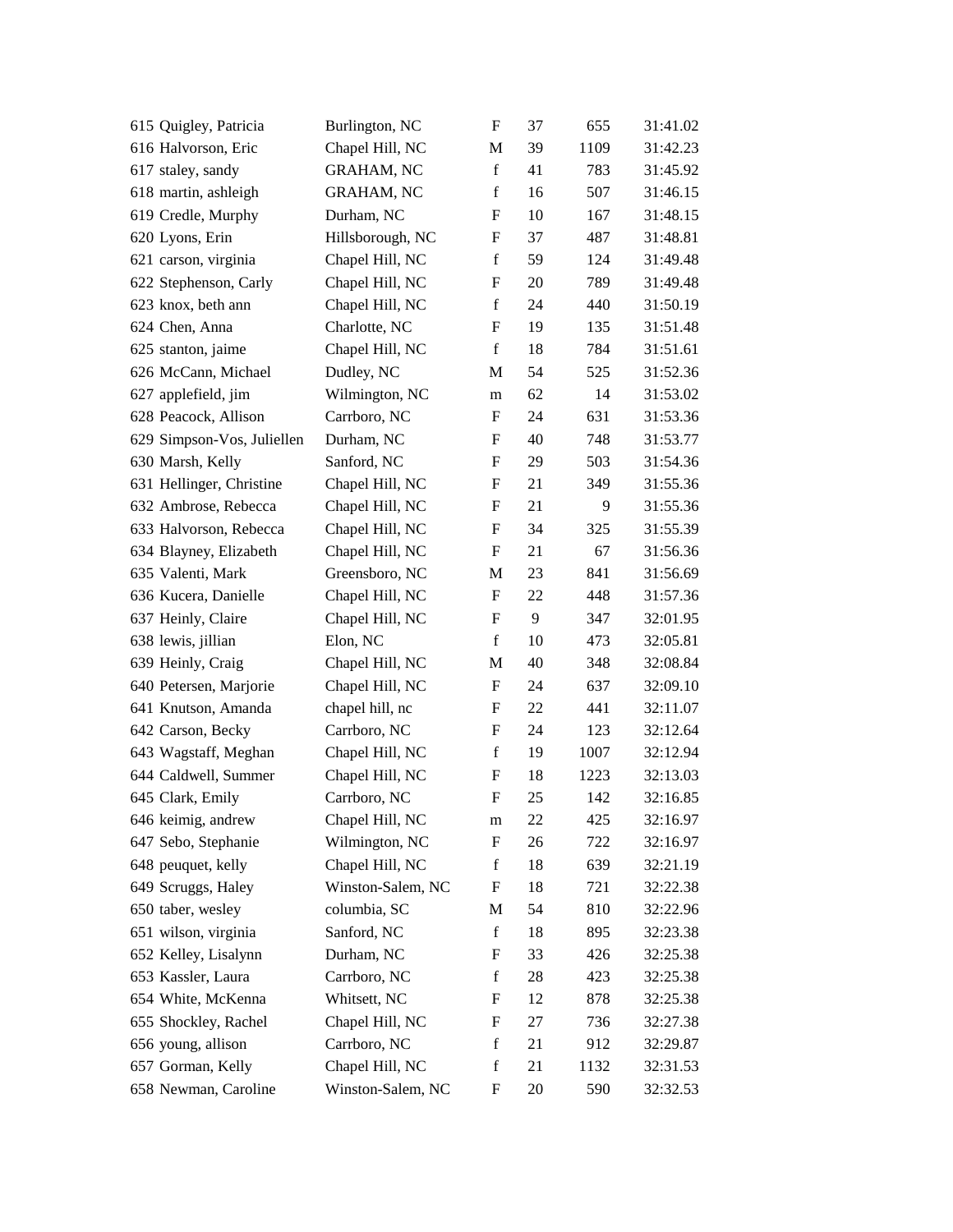| | | | | | |
|---|---|---|---|---|---|
| 615 | Quigley, Patricia | Burlington, NC | F | 37 | 655 | 31:41.02 |
| 616 | Halvorson, Eric | Chapel Hill, NC | M | 39 | 1109 | 31:42.23 |
| 617 | staley, sandy | GRAHAM, NC | f | 41 | 783 | 31:45.92 |
| 618 | martin, ashleigh | GRAHAM, NC | f | 16 | 507 | 31:46.15 |
| 619 | Credle, Murphy | Durham, NC | F | 10 | 167 | 31:48.15 |
| 620 | Lyons, Erin | Hillsborough, NC | F | 37 | 487 | 31:48.81 |
| 621 | carson, virginia | Chapel Hill, NC | f | 59 | 124 | 31:49.48 |
| 622 | Stephenson, Carly | Chapel Hill, NC | F | 20 | 789 | 31:49.48 |
| 623 | knox, beth ann | Chapel Hill, NC | f | 24 | 440 | 31:50.19 |
| 624 | Chen, Anna | Charlotte, NC | F | 19 | 135 | 31:51.48 |
| 625 | stanton, jaime | Chapel Hill, NC | f | 18 | 784 | 31:51.61 |
| 626 | McCann, Michael | Dudley, NC | M | 54 | 525 | 31:52.36 |
| 627 | applefield, jim | Wilmington, NC | m | 62 | 14 | 31:53.02 |
| 628 | Peacock, Allison | Carrboro, NC | F | 24 | 631 | 31:53.36 |
| 629 | Simpson-Vos, Juliellen | Durham, NC | F | 40 | 748 | 31:53.77 |
| 630 | Marsh, Kelly | Sanford, NC | F | 29 | 503 | 31:54.36 |
| 631 | Hellinger, Christine | Chapel Hill, NC | F | 21 | 349 | 31:55.36 |
| 632 | Ambrose, Rebecca | Chapel Hill, NC | F | 21 | 9 | 31:55.36 |
| 633 | Halvorson, Rebecca | Chapel Hill, NC | F | 34 | 325 | 31:55.39 |
| 634 | Blayney, Elizabeth | Chapel Hill, NC | F | 21 | 67 | 31:56.36 |
| 635 | Valenti, Mark | Greensboro, NC | M | 23 | 841 | 31:56.69 |
| 636 | Kucera, Danielle | Chapel Hill, NC | F | 22 | 448 | 31:57.36 |
| 637 | Heinly, Claire | Chapel Hill, NC | F | 9 | 347 | 32:01.95 |
| 638 | lewis, jillian | Elon, NC | f | 10 | 473 | 32:05.81 |
| 639 | Heinly, Craig | Chapel Hill, NC | M | 40 | 348 | 32:08.84 |
| 640 | Petersen, Marjorie | Chapel Hill, NC | F | 24 | 637 | 32:09.10 |
| 641 | Knutson, Amanda | chapel hill, nc | F | 22 | 441 | 32:11.07 |
| 642 | Carson, Becky | Carrboro, NC | F | 24 | 123 | 32:12.64 |
| 643 | Wagstaff, Meghan | Chapel Hill, NC | f | 19 | 1007 | 32:12.94 |
| 644 | Caldwell, Summer | Chapel Hill, NC | F | 18 | 1223 | 32:13.03 |
| 645 | Clark, Emily | Carrboro, NC | F | 25 | 142 | 32:16.85 |
| 646 | keimig, andrew | Chapel Hill, NC | m | 22 | 425 | 32:16.97 |
| 647 | Sebo, Stephanie | Wilmington, NC | F | 26 | 722 | 32:16.97 |
| 648 | peuquet, kelly | Chapel Hill, NC | f | 18 | 639 | 32:21.19 |
| 649 | Scruggs, Haley | Winston-Salem, NC | F | 18 | 721 | 32:22.38 |
| 650 | taber, wesley | columbia, SC | M | 54 | 810 | 32:22.96 |
| 651 | wilson, virginia | Sanford, NC | f | 18 | 895 | 32:23.38 |
| 652 | Kelley, Lisalynn | Durham, NC | F | 33 | 426 | 32:25.38 |
| 653 | Kassler, Laura | Carrboro, NC | f | 28 | 423 | 32:25.38 |
| 654 | White, McKenna | Whitsett, NC | F | 12 | 878 | 32:25.38 |
| 655 | Shockley, Rachel | Chapel Hill, NC | F | 27 | 736 | 32:27.38 |
| 656 | young, allison | Carrboro, NC | f | 21 | 912 | 32:29.87 |
| 657 | Gorman, Kelly | Chapel Hill, NC | f | 21 | 1132 | 32:31.53 |
| 658 | Newman, Caroline | Winston-Salem, NC | F | 20 | 590 | 32:32.53 |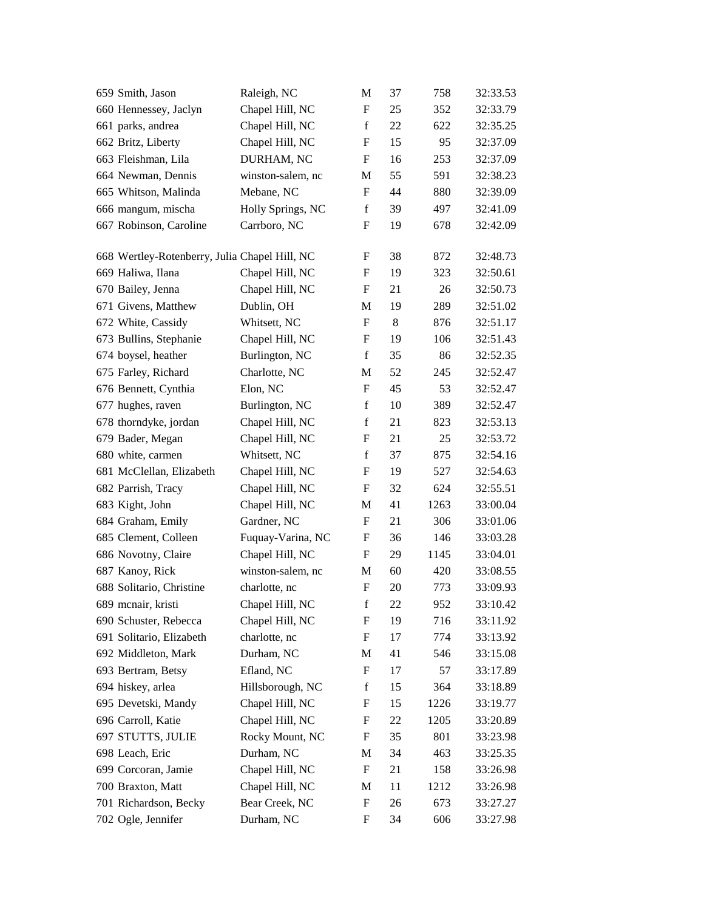| | | | | | |
|---|---|---|---|---|---|
| 659 Smith, Jason | Raleigh, NC | M | 37 | 758 | 32:33.53 |
| 660 Hennessey, Jaclyn | Chapel Hill, NC | F | 25 | 352 | 32:33.79 |
| 661 parks, andrea | Chapel Hill, NC | f | 22 | 622 | 32:35.25 |
| 662 Britz, Liberty | Chapel Hill, NC | F | 15 | 95 | 32:37.09 |
| 663 Fleishman, Lila | DURHAM, NC | F | 16 | 253 | 32:37.09 |
| 664 Newman, Dennis | winston-salem, nc | M | 55 | 591 | 32:38.23 |
| 665 Whitson, Malinda | Mebane, NC | F | 44 | 880 | 32:39.09 |
| 666 mangum, mischa | Holly Springs, NC | f | 39 | 497 | 32:41.09 |
| 667 Robinson, Caroline | Carrboro, NC | F | 19 | 678 | 32:42.09 |
| 668 Wertley-Rotenberry, Julia | Chapel Hill, NC | F | 38 | 872 | 32:48.73 |
| 669 Haliwa, Ilana | Chapel Hill, NC | F | 19 | 323 | 32:50.61 |
| 670 Bailey, Jenna | Chapel Hill, NC | F | 21 | 26 | 32:50.73 |
| 671 Givens, Matthew | Dublin, OH | M | 19 | 289 | 32:51.02 |
| 672 White, Cassidy | Whitsett, NC | F | 8 | 876 | 32:51.17 |
| 673 Bullins, Stephanie | Chapel Hill, NC | F | 19 | 106 | 32:51.43 |
| 674 boysel, heather | Burlington, NC | f | 35 | 86 | 32:52.35 |
| 675 Farley, Richard | Charlotte, NC | M | 52 | 245 | 32:52.47 |
| 676 Bennett, Cynthia | Elon, NC | F | 45 | 53 | 32:52.47 |
| 677 hughes, raven | Burlington, NC | f | 10 | 389 | 32:52.47 |
| 678 thorndyke, jordan | Chapel Hill, NC | f | 21 | 823 | 32:53.13 |
| 679 Bader, Megan | Chapel Hill, NC | F | 21 | 25 | 32:53.72 |
| 680 white, carmen | Whitsett, NC | f | 37 | 875 | 32:54.16 |
| 681 McClellan, Elizabeth | Chapel Hill, NC | F | 19 | 527 | 32:54.63 |
| 682 Parrish, Tracy | Chapel Hill, NC | F | 32 | 624 | 32:55.51 |
| 683 Kight, John | Chapel Hill, NC | M | 41 | 1263 | 33:00.04 |
| 684 Graham, Emily | Gardner, NC | F | 21 | 306 | 33:01.06 |
| 685 Clement, Colleen | Fuquay-Varina, NC | F | 36 | 146 | 33:03.28 |
| 686 Novotny, Claire | Chapel Hill, NC | F | 29 | 1145 | 33:04.01 |
| 687 Kanoy, Rick | winston-salem, nc | M | 60 | 420 | 33:08.55 |
| 688 Solitario, Christine | charlotte, nc | F | 20 | 773 | 33:09.93 |
| 689 mcnair, kristi | Chapel Hill, NC | f | 22 | 952 | 33:10.42 |
| 690 Schuster, Rebecca | Chapel Hill, NC | F | 19 | 716 | 33:11.92 |
| 691 Solitario, Elizabeth | charlotte, nc | F | 17 | 774 | 33:13.92 |
| 692 Middleton, Mark | Durham, NC | M | 41 | 546 | 33:15.08 |
| 693 Bertram, Betsy | Efland, NC | F | 17 | 57 | 33:17.89 |
| 694 hiskey, arlea | Hillsborough, NC | f | 15 | 364 | 33:18.89 |
| 695 Devetski, Mandy | Chapel Hill, NC | F | 15 | 1226 | 33:19.77 |
| 696 Carroll, Katie | Chapel Hill, NC | F | 22 | 1205 | 33:20.89 |
| 697 STUTTS, JULIE | Rocky Mount, NC | F | 35 | 801 | 33:23.98 |
| 698 Leach, Eric | Durham, NC | M | 34 | 463 | 33:25.35 |
| 699 Corcoran, Jamie | Chapel Hill, NC | F | 21 | 158 | 33:26.98 |
| 700 Braxton, Matt | Chapel Hill, NC | M | 11 | 1212 | 33:26.98 |
| 701 Richardson, Becky | Bear Creek, NC | F | 26 | 673 | 33:27.27 |
| 702 Ogle, Jennifer | Durham, NC | F | 34 | 606 | 33:27.98 |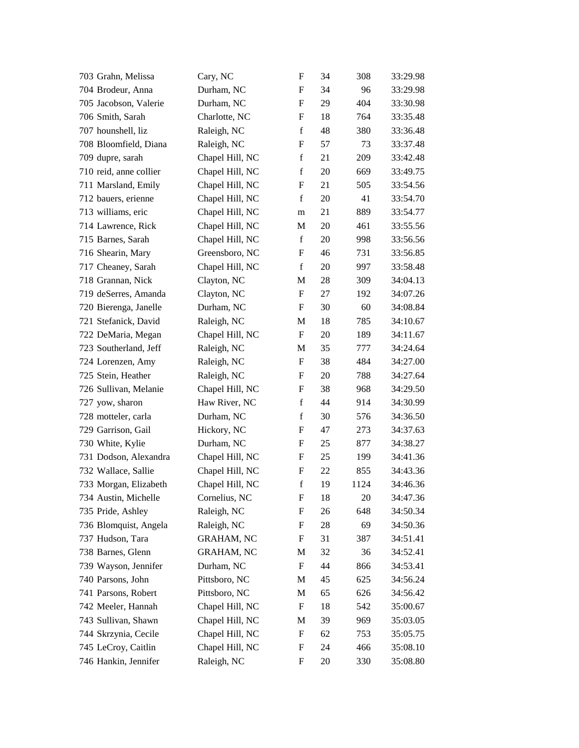| | | | | | |
|---|---|---|---|---|---|
| 703 Grahn, Melissa | Cary, NC | F | 34 | 308 | 33:29.98 |
| 704 Brodeur, Anna | Durham, NC | F | 34 | 96 | 33:29.98 |
| 705 Jacobson, Valerie | Durham, NC | F | 29 | 404 | 33:30.98 |
| 706 Smith, Sarah | Charlotte, NC | F | 18 | 764 | 33:35.48 |
| 707 hounshell, liz | Raleigh, NC | f | 48 | 380 | 33:36.48 |
| 708 Bloomfield, Diana | Raleigh, NC | F | 57 | 73 | 33:37.48 |
| 709 dupre, sarah | Chapel Hill, NC | f | 21 | 209 | 33:42.48 |
| 710 reid, anne collier | Chapel Hill, NC | f | 20 | 669 | 33:49.75 |
| 711 Marsland, Emily | Chapel Hill, NC | F | 21 | 505 | 33:54.56 |
| 712 bauers, erienne | Chapel Hill, NC | f | 20 | 41 | 33:54.70 |
| 713 williams, eric | Chapel Hill, NC | m | 21 | 889 | 33:54.77 |
| 714 Lawrence, Rick | Chapel Hill, NC | M | 20 | 461 | 33:55.56 |
| 715 Barnes, Sarah | Chapel Hill, NC | f | 20 | 998 | 33:56.56 |
| 716 Shearin, Mary | Greensboro, NC | F | 46 | 731 | 33:56.85 |
| 717 Cheaney, Sarah | Chapel Hill, NC | f | 20 | 997 | 33:58.48 |
| 718 Grannan, Nick | Clayton, NC | M | 28 | 309 | 34:04.13 |
| 719 deSerres, Amanda | Clayton, NC | F | 27 | 192 | 34:07.26 |
| 720 Bierenga, Janelle | Durham, NC | F | 30 | 60 | 34:08.84 |
| 721 Stefanick, David | Raleigh, NC | M | 18 | 785 | 34:10.67 |
| 722 DeMaria, Megan | Chapel Hill, NC | F | 20 | 189 | 34:11.67 |
| 723 Southerland, Jeff | Raleigh, NC | M | 35 | 777 | 34:24.64 |
| 724 Lorenzen, Amy | Raleigh, NC | F | 38 | 484 | 34:27.00 |
| 725 Stein, Heather | Raleigh, NC | F | 20 | 788 | 34:27.64 |
| 726 Sullivan, Melanie | Chapel Hill, NC | F | 38 | 968 | 34:29.50 |
| 727 yow, sharon | Haw River, NC | f | 44 | 914 | 34:30.99 |
| 728 motteler, carla | Durham, NC | f | 30 | 576 | 34:36.50 |
| 729 Garrison, Gail | Hickory, NC | F | 47 | 273 | 34:37.63 |
| 730 White, Kylie | Durham, NC | F | 25 | 877 | 34:38.27 |
| 731 Dodson, Alexandra | Chapel Hill, NC | F | 25 | 199 | 34:41.36 |
| 732 Wallace, Sallie | Chapel Hill, NC | F | 22 | 855 | 34:43.36 |
| 733 Morgan, Elizabeth | Chapel Hill, NC | f | 19 | 1124 | 34:46.36 |
| 734 Austin, Michelle | Cornelius, NC | F | 18 | 20 | 34:47.36 |
| 735 Pride, Ashley | Raleigh, NC | F | 26 | 648 | 34:50.34 |
| 736 Blomquist, Angela | Raleigh, NC | F | 28 | 69 | 34:50.36 |
| 737 Hudson, Tara | GRAHAM, NC | F | 31 | 387 | 34:51.41 |
| 738 Barnes, Glenn | GRAHAM, NC | M | 32 | 36 | 34:52.41 |
| 739 Wayson, Jennifer | Durham, NC | F | 44 | 866 | 34:53.41 |
| 740 Parsons, John | Pittsboro, NC | M | 45 | 625 | 34:56.24 |
| 741 Parsons, Robert | Pittsboro, NC | M | 65 | 626 | 34:56.42 |
| 742 Meeler, Hannah | Chapel Hill, NC | F | 18 | 542 | 35:00.67 |
| 743 Sullivan, Shawn | Chapel Hill, NC | M | 39 | 969 | 35:03.05 |
| 744 Skrzynia, Cecile | Chapel Hill, NC | F | 62 | 753 | 35:05.75 |
| 745 LeCroy, Caitlin | Chapel Hill, NC | F | 24 | 466 | 35:08.10 |
| 746 Hankin, Jennifer | Raleigh, NC | F | 20 | 330 | 35:08.80 |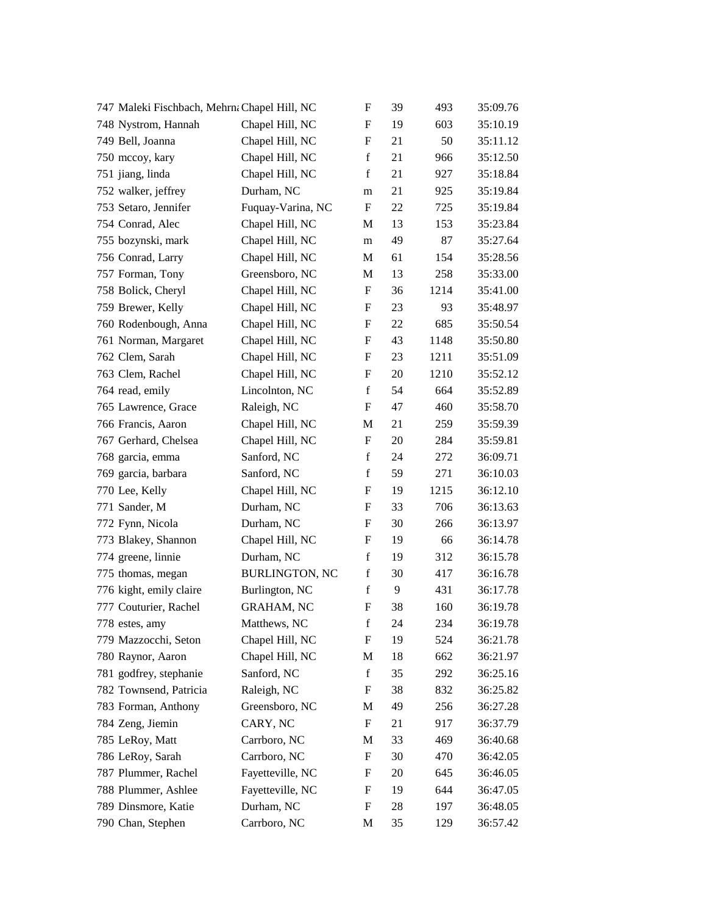| | | | | | |
|---|---|---|---|---|---|
| 747 Maleki Fischbach, Mehrna | Chapel Hill, NC | F | 39 | 493 | 35:09.76 |
| 748 Nystrom, Hannah | Chapel Hill, NC | F | 19 | 603 | 35:10.19 |
| 749 Bell, Joanna | Chapel Hill, NC | F | 21 | 50 | 35:11.12 |
| 750 mccoy, kary | Chapel Hill, NC | f | 21 | 966 | 35:12.50 |
| 751 jiang, linda | Chapel Hill, NC | f | 21 | 927 | 35:18.84 |
| 752 walker, jeffrey | Durham, NC | m | 21 | 925 | 35:19.84 |
| 753 Setaro, Jennifer | Fuquay-Varina, NC | F | 22 | 725 | 35:19.84 |
| 754 Conrad, Alec | Chapel Hill, NC | M | 13 | 153 | 35:23.84 |
| 755 bozynski, mark | Chapel Hill, NC | m | 49 | 87 | 35:27.64 |
| 756 Conrad, Larry | Chapel Hill, NC | M | 61 | 154 | 35:28.56 |
| 757 Forman, Tony | Greensboro, NC | M | 13 | 258 | 35:33.00 |
| 758 Bolick, Cheryl | Chapel Hill, NC | F | 36 | 1214 | 35:41.00 |
| 759 Brewer, Kelly | Chapel Hill, NC | F | 23 | 93 | 35:48.97 |
| 760 Rodenbough, Anna | Chapel Hill, NC | F | 22 | 685 | 35:50.54 |
| 761 Norman, Margaret | Chapel Hill, NC | F | 43 | 1148 | 35:50.80 |
| 762 Clem, Sarah | Chapel Hill, NC | F | 23 | 1211 | 35:51.09 |
| 763 Clem, Rachel | Chapel Hill, NC | F | 20 | 1210 | 35:52.12 |
| 764 read, emily | Lincolnton, NC | f | 54 | 664 | 35:52.89 |
| 765 Lawrence, Grace | Raleigh, NC | F | 47 | 460 | 35:58.70 |
| 766 Francis, Aaron | Chapel Hill, NC | M | 21 | 259 | 35:59.39 |
| 767 Gerhard, Chelsea | Chapel Hill, NC | F | 20 | 284 | 35:59.81 |
| 768 garcia, emma | Sanford, NC | f | 24 | 272 | 36:09.71 |
| 769 garcia, barbara | Sanford, NC | f | 59 | 271 | 36:10.03 |
| 770 Lee, Kelly | Chapel Hill, NC | F | 19 | 1215 | 36:12.10 |
| 771 Sander, M | Durham, NC | F | 33 | 706 | 36:13.63 |
| 772 Fynn, Nicola | Durham, NC | F | 30 | 266 | 36:13.97 |
| 773 Blakey, Shannon | Chapel Hill, NC | F | 19 | 66 | 36:14.78 |
| 774 greene, linnie | Durham, NC | f | 19 | 312 | 36:15.78 |
| 775 thomas, megan | BURLINGTON, NC | f | 30 | 417 | 36:16.78 |
| 776 kight, emily claire | Burlington, NC | f | 9 | 431 | 36:17.78 |
| 777 Couturier, Rachel | GRAHAM, NC | F | 38 | 160 | 36:19.78 |
| 778 estes, amy | Matthews, NC | f | 24 | 234 | 36:19.78 |
| 779 Mazzocchi, Seton | Chapel Hill, NC | F | 19 | 524 | 36:21.78 |
| 780 Raynor, Aaron | Chapel Hill, NC | M | 18 | 662 | 36:21.97 |
| 781 godfrey, stephanie | Sanford, NC | f | 35 | 292 | 36:25.16 |
| 782 Townsend, Patricia | Raleigh, NC | F | 38 | 832 | 36:25.82 |
| 783 Forman, Anthony | Greensboro, NC | M | 49 | 256 | 36:27.28 |
| 784 Zeng, Jiemin | CARY, NC | F | 21 | 917 | 36:37.79 |
| 785 LeRoy, Matt | Carrboro, NC | M | 33 | 469 | 36:40.68 |
| 786 LeRoy, Sarah | Carrboro, NC | F | 30 | 470 | 36:42.05 |
| 787 Plummer, Rachel | Fayetteville, NC | F | 20 | 645 | 36:46.05 |
| 788 Plummer, Ashlee | Fayetteville, NC | F | 19 | 644 | 36:47.05 |
| 789 Dinsmore, Katie | Durham, NC | F | 28 | 197 | 36:48.05 |
| 790 Chan, Stephen | Carrboro, NC | M | 35 | 129 | 36:57.42 |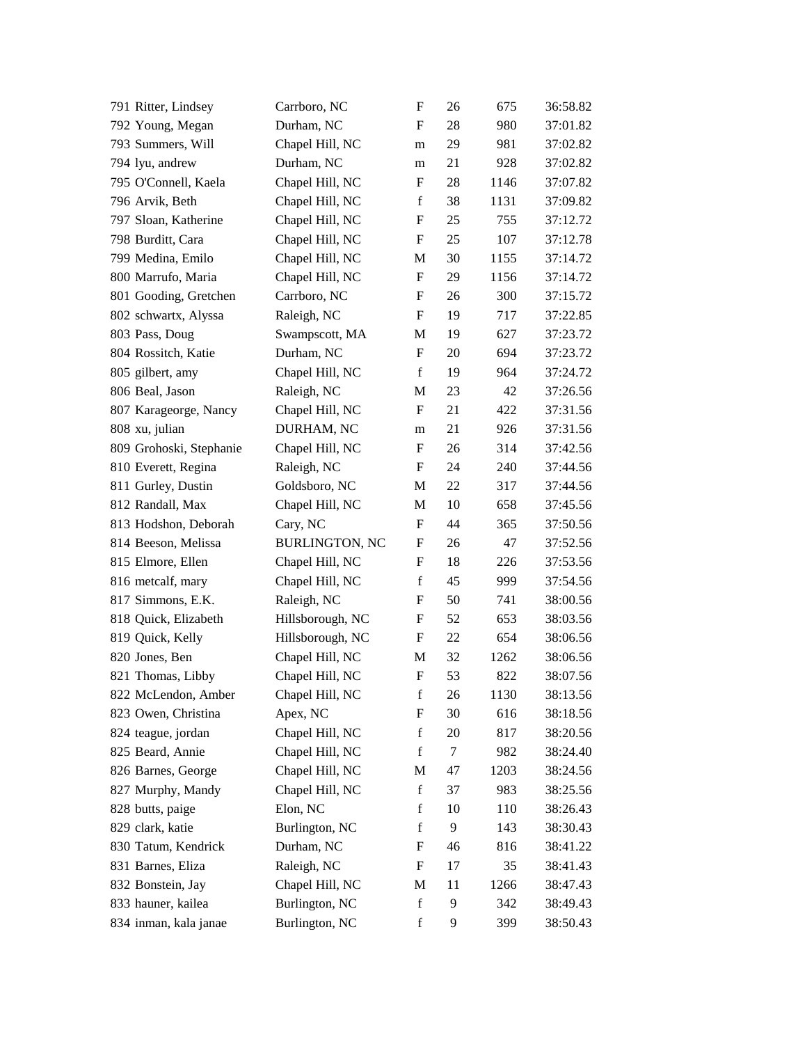| | | | | | |
|---|---|---|---|---|---|
| 791 Ritter, Lindsey | Carrboro, NC | F | 26 | 675 | 36:58.82 |
| 792 Young, Megan | Durham, NC | F | 28 | 980 | 37:01.82 |
| 793 Summers, Will | Chapel Hill, NC | m | 29 | 981 | 37:02.82 |
| 794 lyu, andrew | Durham, NC | m | 21 | 928 | 37:02.82 |
| 795 O'Connell, Kaela | Chapel Hill, NC | F | 28 | 1146 | 37:07.82 |
| 796 Arvik, Beth | Chapel Hill, NC | f | 38 | 1131 | 37:09.82 |
| 797 Sloan, Katherine | Chapel Hill, NC | F | 25 | 755 | 37:12.72 |
| 798 Burditt, Cara | Chapel Hill, NC | F | 25 | 107 | 37:12.78 |
| 799 Medina, Emilo | Chapel Hill, NC | M | 30 | 1155 | 37:14.72 |
| 800 Marrufo, Maria | Chapel Hill, NC | F | 29 | 1156 | 37:14.72 |
| 801 Gooding, Gretchen | Carrboro, NC | F | 26 | 300 | 37:15.72 |
| 802 schwartx, Alyssa | Raleigh, NC | F | 19 | 717 | 37:22.85 |
| 803 Pass, Doug | Swampscott, MA | M | 19 | 627 | 37:23.72 |
| 804 Rossitch, Katie | Durham, NC | F | 20 | 694 | 37:23.72 |
| 805 gilbert, amy | Chapel Hill, NC | f | 19 | 964 | 37:24.72 |
| 806 Beal, Jason | Raleigh, NC | M | 23 | 42 | 37:26.56 |
| 807 Karageorge, Nancy | Chapel Hill, NC | F | 21 | 422 | 37:31.56 |
| 808 xu, julian | DURHAM, NC | m | 21 | 926 | 37:31.56 |
| 809 Grohoski, Stephanie | Chapel Hill, NC | F | 26 | 314 | 37:42.56 |
| 810 Everett, Regina | Raleigh, NC | F | 24 | 240 | 37:44.56 |
| 811 Gurley, Dustin | Goldsboro, NC | M | 22 | 317 | 37:44.56 |
| 812 Randall, Max | Chapel Hill, NC | M | 10 | 658 | 37:45.56 |
| 813 Hodshon, Deborah | Cary, NC | F | 44 | 365 | 37:50.56 |
| 814 Beeson, Melissa | BURLINGTON, NC | F | 26 | 47 | 37:52.56 |
| 815 Elmore, Ellen | Chapel Hill, NC | F | 18 | 226 | 37:53.56 |
| 816 metcalf, mary | Chapel Hill, NC | f | 45 | 999 | 37:54.56 |
| 817 Simmons, E.K. | Raleigh, NC | F | 50 | 741 | 38:00.56 |
| 818 Quick, Elizabeth | Hillsborough, NC | F | 52 | 653 | 38:03.56 |
| 819 Quick, Kelly | Hillsborough, NC | F | 22 | 654 | 38:06.56 |
| 820 Jones, Ben | Chapel Hill, NC | M | 32 | 1262 | 38:06.56 |
| 821 Thomas, Libby | Chapel Hill, NC | F | 53 | 822 | 38:07.56 |
| 822 McLendon, Amber | Chapel Hill, NC | f | 26 | 1130 | 38:13.56 |
| 823 Owen, Christina | Apex, NC | F | 30 | 616 | 38:18.56 |
| 824 teague, jordan | Chapel Hill, NC | f | 20 | 817 | 38:20.56 |
| 825 Beard, Annie | Chapel Hill, NC | f | 7 | 982 | 38:24.40 |
| 826 Barnes, George | Chapel Hill, NC | M | 47 | 1203 | 38:24.56 |
| 827 Murphy, Mandy | Chapel Hill, NC | f | 37 | 983 | 38:25.56 |
| 828 butts, paige | Elon, NC | f | 10 | 110 | 38:26.43 |
| 829 clark, katie | Burlington, NC | f | 9 | 143 | 38:30.43 |
| 830 Tatum, Kendrick | Durham, NC | F | 46 | 816 | 38:41.22 |
| 831 Barnes, Eliza | Raleigh, NC | F | 17 | 35 | 38:41.43 |
| 832 Bonstein, Jay | Chapel Hill, NC | M | 11 | 1266 | 38:47.43 |
| 833 hauner, kailea | Burlington, NC | f | 9 | 342 | 38:49.43 |
| 834 inman, kala janae | Burlington, NC | f | 9 | 399 | 38:50.43 |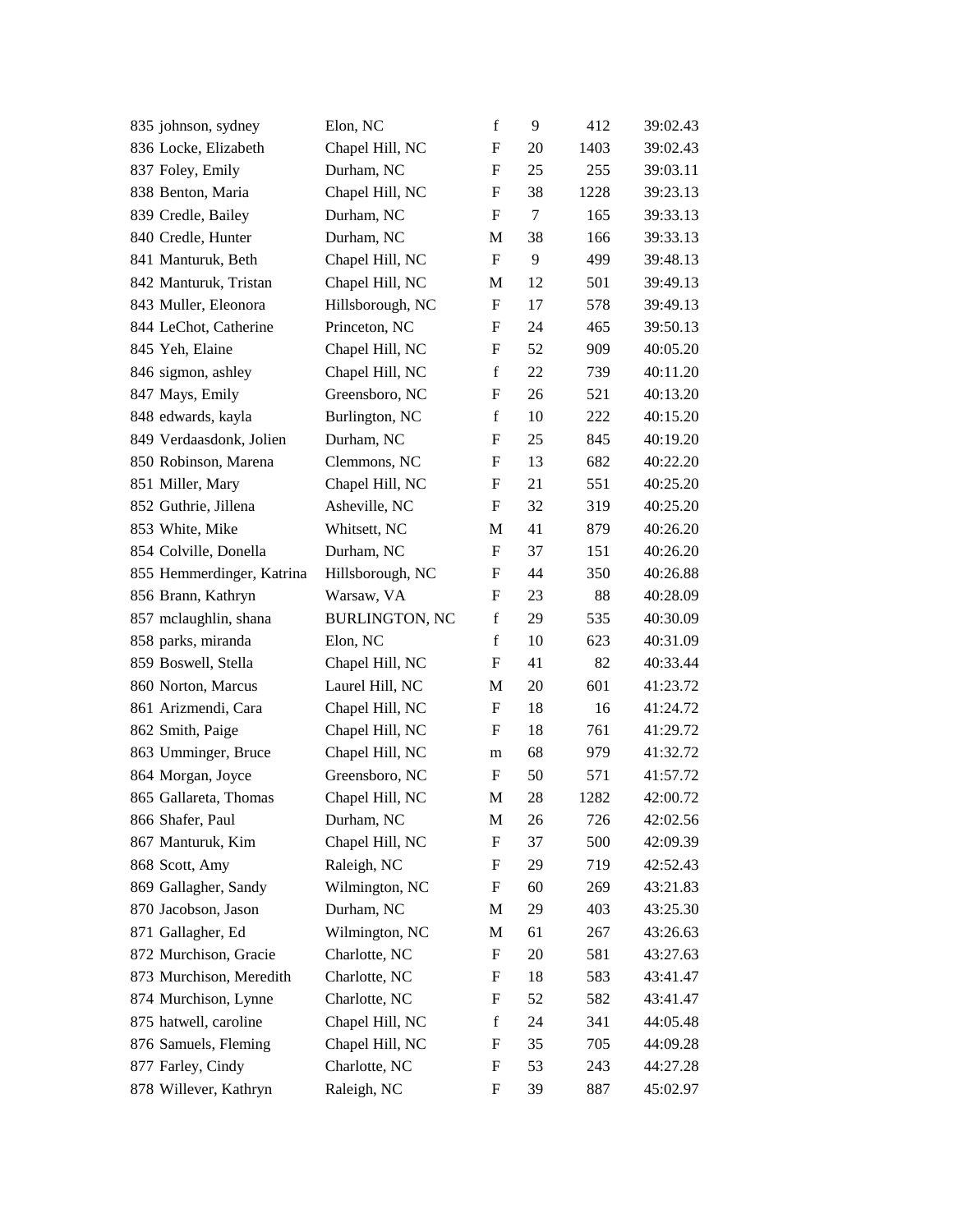| | | | | | | |
|---|---|---|---|---|---|---|
| 835 | johnson, sydney | Elon, NC | f | 9 | 412 | 39:02.43 |
| 836 | Locke, Elizabeth | Chapel Hill, NC | F | 20 | 1403 | 39:02.43 |
| 837 | Foley, Emily | Durham, NC | F | 25 | 255 | 39:03.11 |
| 838 | Benton, Maria | Chapel Hill, NC | F | 38 | 1228 | 39:23.13 |
| 839 | Credle, Bailey | Durham, NC | F | 7 | 165 | 39:33.13 |
| 840 | Credle, Hunter | Durham, NC | M | 38 | 166 | 39:33.13 |
| 841 | Manturuk, Beth | Chapel Hill, NC | F | 9 | 499 | 39:48.13 |
| 842 | Manturuk, Tristan | Chapel Hill, NC | M | 12 | 501 | 39:49.13 |
| 843 | Muller, Eleonora | Hillsborough, NC | F | 17 | 578 | 39:49.13 |
| 844 | LeChot, Catherine | Princeton, NC | F | 24 | 465 | 39:50.13 |
| 845 | Yeh, Elaine | Chapel Hill, NC | F | 52 | 909 | 40:05.20 |
| 846 | sigmon, ashley | Chapel Hill, NC | f | 22 | 739 | 40:11.20 |
| 847 | Mays, Emily | Greensboro, NC | F | 26 | 521 | 40:13.20 |
| 848 | edwards, kayla | Burlington, NC | f | 10 | 222 | 40:15.20 |
| 849 | Verdaasdonk, Jolien | Durham, NC | F | 25 | 845 | 40:19.20 |
| 850 | Robinson, Marena | Clemmons, NC | F | 13 | 682 | 40:22.20 |
| 851 | Miller, Mary | Chapel Hill, NC | F | 21 | 551 | 40:25.20 |
| 852 | Guthrie, Jillena | Asheville, NC | F | 32 | 319 | 40:25.20 |
| 853 | White, Mike | Whitsett, NC | M | 41 | 879 | 40:26.20 |
| 854 | Colville, Donella | Durham, NC | F | 37 | 151 | 40:26.20 |
| 855 | Hemmerdinger, Katrina | Hillsborough, NC | F | 44 | 350 | 40:26.88 |
| 856 | Brann, Kathryn | Warsaw, VA | F | 23 | 88 | 40:28.09 |
| 857 | mclaughlin, shana | BURLINGTON, NC | f | 29 | 535 | 40:30.09 |
| 858 | parks, miranda | Elon, NC | f | 10 | 623 | 40:31.09 |
| 859 | Boswell, Stella | Chapel Hill, NC | F | 41 | 82 | 40:33.44 |
| 860 | Norton, Marcus | Laurel Hill, NC | M | 20 | 601 | 41:23.72 |
| 861 | Arizmendi, Cara | Chapel Hill, NC | F | 18 | 16 | 41:24.72 |
| 862 | Smith, Paige | Chapel Hill, NC | F | 18 | 761 | 41:29.72 |
| 863 | Umminger, Bruce | Chapel Hill, NC | m | 68 | 979 | 41:32.72 |
| 864 | Morgan, Joyce | Greensboro, NC | F | 50 | 571 | 41:57.72 |
| 865 | Gallareta, Thomas | Chapel Hill, NC | M | 28 | 1282 | 42:00.72 |
| 866 | Shafer, Paul | Durham, NC | M | 26 | 726 | 42:02.56 |
| 867 | Manturuk, Kim | Chapel Hill, NC | F | 37 | 500 | 42:09.39 |
| 868 | Scott, Amy | Raleigh, NC | F | 29 | 719 | 42:52.43 |
| 869 | Gallagher, Sandy | Wilmington, NC | F | 60 | 269 | 43:21.83 |
| 870 | Jacobson, Jason | Durham, NC | M | 29 | 403 | 43:25.30 |
| 871 | Gallagher, Ed | Wilmington, NC | M | 61 | 267 | 43:26.63 |
| 872 | Murchison, Gracie | Charlotte, NC | F | 20 | 581 | 43:27.63 |
| 873 | Murchison, Meredith | Charlotte, NC | F | 18 | 583 | 43:41.47 |
| 874 | Murchison, Lynne | Charlotte, NC | F | 52 | 582 | 43:41.47 |
| 875 | hatwell, caroline | Chapel Hill, NC | f | 24 | 341 | 44:05.48 |
| 876 | Samuels, Fleming | Chapel Hill, NC | F | 35 | 705 | 44:09.28 |
| 877 | Farley, Cindy | Charlotte, NC | F | 53 | 243 | 44:27.28 |
| 878 | Willever, Kathryn | Raleigh, NC | F | 39 | 887 | 45:02.97 |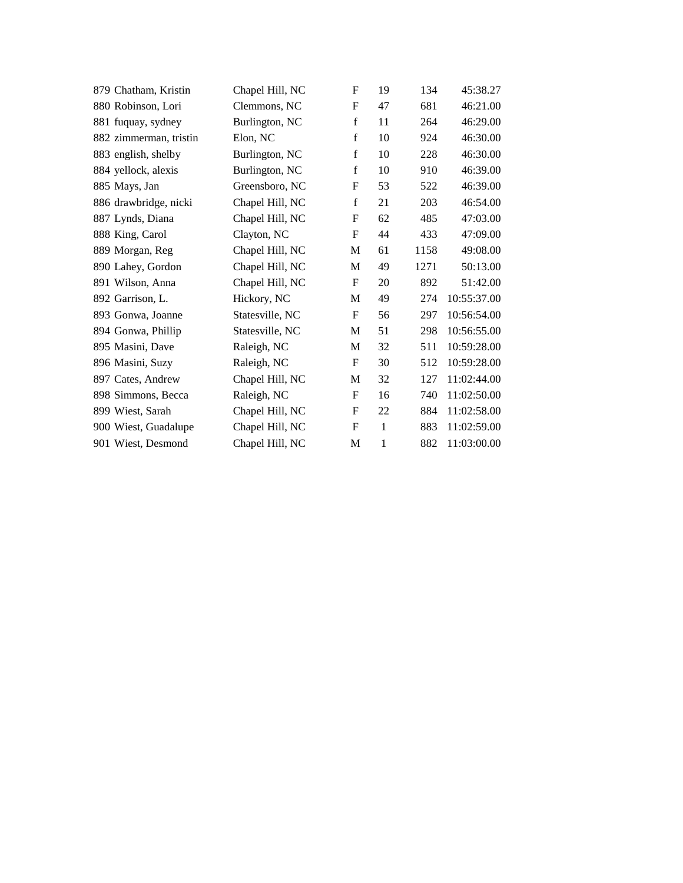| | | | | | | |
|---|---|---|---|---|---|---|
| 879 | Chatham, Kristin | Chapel Hill, NC | F | 19 | 134 | 45:38.27 |
| 880 | Robinson, Lori | Clemmons, NC | F | 47 | 681 | 46:21.00 |
| 881 | fuquay, sydney | Burlington, NC | f | 11 | 264 | 46:29.00 |
| 882 | zimmerman, tristin | Elon, NC | f | 10 | 924 | 46:30.00 |
| 883 | english, shelby | Burlington, NC | f | 10 | 228 | 46:30.00 |
| 884 | yellock, alexis | Burlington, NC | f | 10 | 910 | 46:39.00 |
| 885 | Mays, Jan | Greensboro, NC | F | 53 | 522 | 46:39.00 |
| 886 | drawbridge, nicki | Chapel Hill, NC | f | 21 | 203 | 46:54.00 |
| 887 | Lynds, Diana | Chapel Hill, NC | F | 62 | 485 | 47:03.00 |
| 888 | King, Carol | Clayton, NC | F | 44 | 433 | 47:09.00 |
| 889 | Morgan, Reg | Chapel Hill, NC | M | 61 | 1158 | 49:08.00 |
| 890 | Lahey, Gordon | Chapel Hill, NC | M | 49 | 1271 | 50:13.00 |
| 891 | Wilson, Anna | Chapel Hill, NC | F | 20 | 892 | 51:42.00 |
| 892 | Garrison, L. | Hickory, NC | M | 49 | 274 | 10:55:37.00 |
| 893 | Gonwa, Joanne | Statesville, NC | F | 56 | 297 | 10:56:54.00 |
| 894 | Gonwa, Phillip | Statesville, NC | M | 51 | 298 | 10:56:55.00 |
| 895 | Masini, Dave | Raleigh, NC | M | 32 | 511 | 10:59:28.00 |
| 896 | Masini, Suzy | Raleigh, NC | F | 30 | 512 | 10:59:28.00 |
| 897 | Cates, Andrew | Chapel Hill, NC | M | 32 | 127 | 11:02:44.00 |
| 898 | Simmons, Becca | Raleigh, NC | F | 16 | 740 | 11:02:50.00 |
| 899 | Wiest, Sarah | Chapel Hill, NC | F | 22 | 884 | 11:02:58.00 |
| 900 | Wiest, Guadalupe | Chapel Hill, NC | F | 1 | 883 | 11:02:59.00 |
| 901 | Wiest, Desmond | Chapel Hill, NC | M | 1 | 882 | 11:03:00.00 |